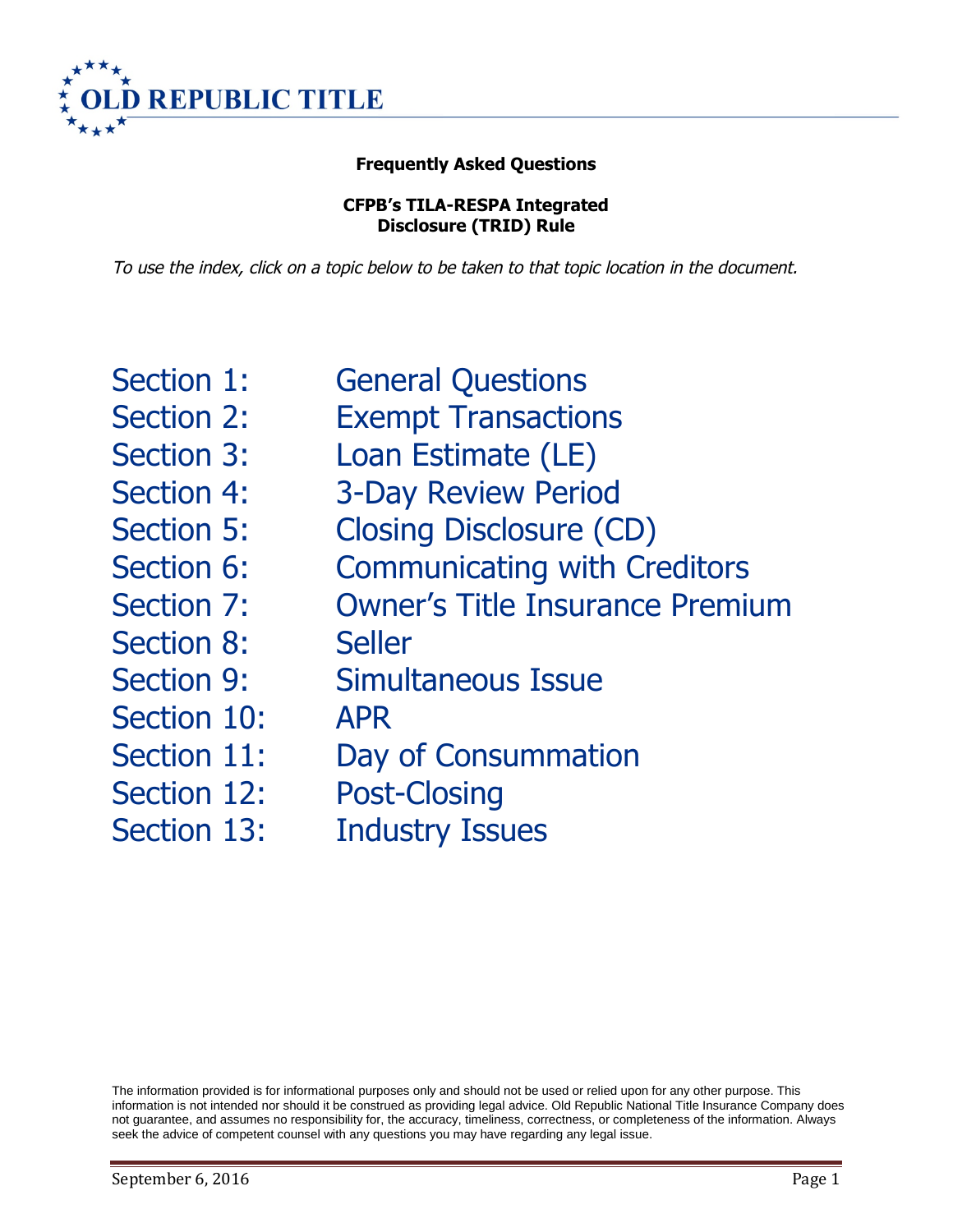OLD REPUBLIC TITLE

# Frequently Asked Questions

## CFPB's TILA-RESPA Integrated Disclosure (TRID) Rule

*To use the index, click on a topic below to be taken to that topic location in the document.*

| | |
|---|---|
| Section 1: | General Questions |
| Section 2: | Exempt Transactions |
| Section 3: | Loan Estimate (LE) |
| Section 4: | 3-Day Review Period |
| Section 5: | Closing Disclosure (CD) |
| Section 6: | Communicating with Creditors |
| Section 7: | Owner's Title Insurance Premium |
| Section 8: | Seller |
| Section 9: | Simultaneous Issue |
| Section 10: | APR |
| Section 11: | Day of Consummation |
| Section 12: | Post-Closing |
| Section 13: | Industry Issues |

The information provided is for informational purposes only and should not be used or relied upon for any other purpose. This information is not intended nor should it be construed as providing legal advice. Old Republic National Title Insurance Company does not guarantee, and assumes no responsibility for, the accuracy, timeliness, correctness, or completeness of the information. Always seek the advice of competent counsel with any questions you may have regarding any legal issue.

September 6, 2016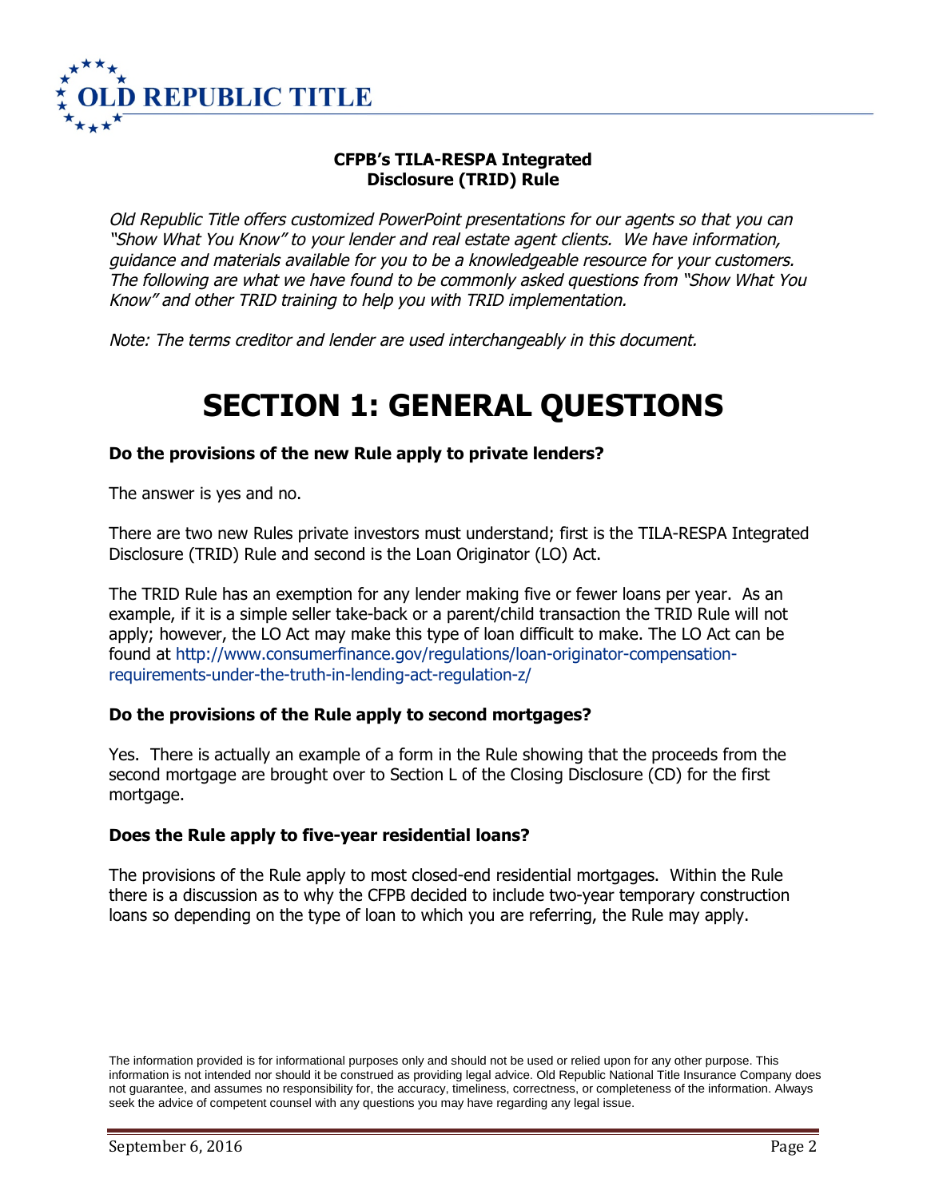**CFPB's TILA-RESPA Integrated Disclosure (TRID) Rule**

*Old Republic Title offers customized PowerPoint presentations for our agents so that you can "Show What You Know" to your lender and real estate agent clients. We have information, guidance and materials available for you to be a knowledgeable resource for your customers. The following are what we have found to be commonly asked questions from "Show What You Know" and other TRID training to help you with TRID implementation.*

*Note: The terms creditor and lender are used interchangeably in this document.*

# SECTION 1: GENERAL QUESTIONS

**Do the provisions of the new Rule apply to private lenders?**

The answer is yes and no.

There are two new Rules private investors must understand; first is the TILA-RESPA Integrated Disclosure (TRID) Rule and second is the Loan Originator (LO) Act.

The TRID Rule has an exemption for any lender making five or fewer loans per year. As an example, if it is a simple seller take-back or a parent/child transaction the TRID Rule will not apply; however, the LO Act may make this type of loan difficult to make. The LO Act can be found at http://www.consumerfinance.gov/regulations/loan-originator-compensation-requirements-under-the-truth-in-lending-act-regulation-z/

**Do the provisions of the Rule apply to second mortgages?**

Yes. There is actually an example of a form in the Rule showing that the proceeds from the second mortgage are brought over to Section L of the Closing Disclosure (CD) for the first mortgage.

**Does the Rule apply to five-year residential loans?**

The provisions of the Rule apply to most closed-end residential mortgages. Within the Rule there is a discussion as to why the CFPB decided to include two-year temporary construction loans so depending on the type of loan to which you are referring, the Rule may apply.

The information provided is for informational purposes only and should not be used or relied upon for any other purpose. This information is not intended nor should it be construed as providing legal advice. Old Republic National Title Insurance Company does not guarantee, and assumes no responsibility for, the accuracy, timeliness, correctness, or completeness of the information. Always seek the advice of competent counsel with any questions you may have regarding any legal issue.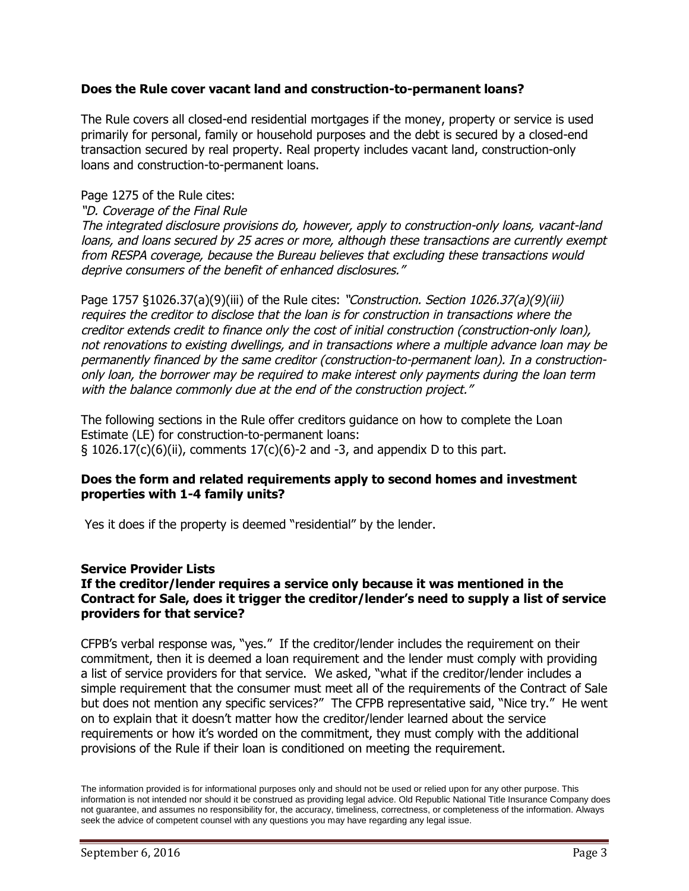**Does the Rule cover vacant land and construction-to-permanent loans?**

The Rule covers all closed-end residential mortgages if the money, property or service is used primarily for personal, family or household purposes and the debt is secured by a closed-end transaction secured by real property. Real property includes vacant land, construction-only loans and construction-to-permanent loans.

Page 1275 of the Rule cites:

*"D. Coverage of the Final Rule*
*The integrated disclosure provisions do, however, apply to construction-only loans, vacant-land loans, and loans secured by 25 acres or more, although these transactions are currently exempt from RESPA coverage, because the Bureau believes that excluding these transactions would deprive consumers of the benefit of enhanced disclosures."*

Page 1757 §1026.37(a)(9)(iii) of the Rule cites: *"Construction. Section 1026.37(a)(9)(iii) requires the creditor to disclose that the loan is for construction in transactions where the creditor extends credit to finance only the cost of initial construction (construction-only loan), not renovations to existing dwellings, and in transactions where a multiple advance loan may be permanently financed by the same creditor (construction-to-permanent loan). In a construction-only loan, the borrower may be required to make interest only payments during the loan term with the balance commonly due at the end of the construction project."*

The following sections in the Rule offer creditors guidance on how to complete the Loan Estimate (LE) for construction-to-permanent loans:
§ 1026.17(c)(6)(ii), comments 17(c)(6)-2 and -3, and appendix D to this part.

**Does the form and related requirements apply to second homes and investment properties with 1-4 family units?**

Yes it does if the property is deemed "residential" by the lender.

**Service Provider Lists**

**If the creditor/lender requires a service only because it was mentioned in the Contract for Sale, does it trigger the creditor/lender's need to supply a list of service providers for that service?**

CFPB's verbal response was, "yes." If the creditor/lender includes the requirement on their commitment, then it is deemed a loan requirement and the lender must comply with providing a list of service providers for that service. We asked, "what if the creditor/lender includes a simple requirement that the consumer must meet all of the requirements of the Contract of Sale but does not mention any specific services?" The CFPB representative said, "Nice try." He went on to explain that it doesn't matter how the creditor/lender learned about the service requirements or how it's worded on the commitment, they must comply with the additional provisions of the Rule if their loan is conditioned on meeting the requirement.

The information provided is for informational purposes only and should not be used or relied upon for any other purpose. This information is not intended nor should it be construed as providing legal advice. Old Republic National Title Insurance Company does not guarantee, and assumes no responsibility for, the accuracy, timeliness, correctness, or completeness of the information. Always seek the advice of competent counsel with any questions you may have regarding any legal issue.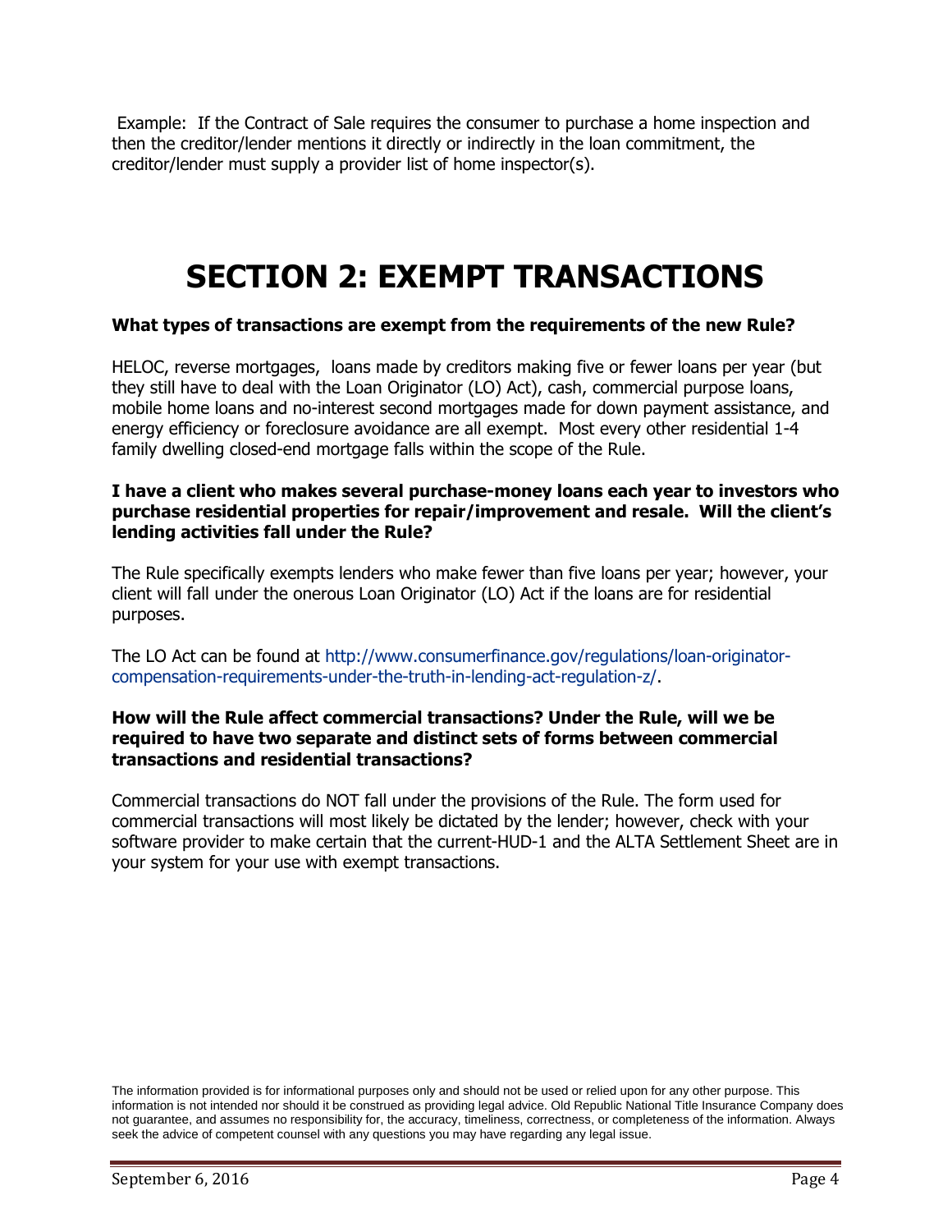Example: If the Contract of Sale requires the consumer to purchase a home inspection and then the creditor/lender mentions it directly or indirectly in the loan commitment, the creditor/lender must supply a provider list of home inspector(s).

# SECTION 2: EXEMPT TRANSACTIONS

**What types of transactions are exempt from the requirements of the new Rule?**

HELOC, reverse mortgages, loans made by creditors making five or fewer loans per year (but they still have to deal with the Loan Originator (LO) Act), cash, commercial purpose loans, mobile home loans and no-interest second mortgages made for down payment assistance, and energy efficiency or foreclosure avoidance are all exempt. Most every other residential 1-4 family dwelling closed-end mortgage falls within the scope of the Rule.

**I have a client who makes several purchase-money loans each year to investors who purchase residential properties for repair/improvement and resale. Will the client's lending activities fall under the Rule?**

The Rule specifically exempts lenders who make fewer than five loans per year; however, your client will fall under the onerous Loan Originator (LO) Act if the loans are for residential purposes.

The LO Act can be found at http://www.consumerfinance.gov/regulations/loan-originator-compensation-requirements-under-the-truth-in-lending-act-regulation-z/.

**How will the Rule affect commercial transactions? Under the Rule, will we be required to have two separate and distinct sets of forms between commercial transactions and residential transactions?**

Commercial transactions do NOT fall under the provisions of the Rule. The form used for commercial transactions will most likely be dictated by the lender; however, check with your software provider to make certain that the current-HUD-1 and the ALTA Settlement Sheet are in your system for your use with exempt transactions.

The information provided is for informational purposes only and should not be used or relied upon for any other purpose. This information is not intended nor should it be construed as providing legal advice. Old Republic National Title Insurance Company does not guarantee, and assumes no responsibility for, the accuracy, timeliness, correctness, or completeness of the information. Always seek the advice of competent counsel with any questions you may have regarding any legal issue.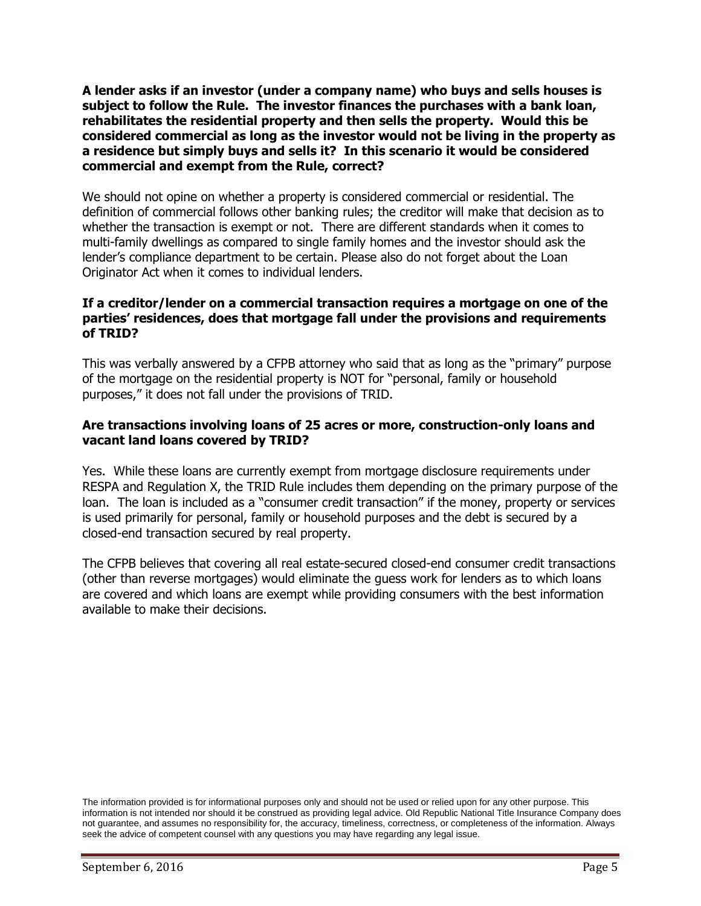**A lender asks if an investor (under a company name) who buys and sells houses is subject to follow the Rule. The investor finances the purchases with a bank loan, rehabilitates the residential property and then sells the property. Would this be considered commercial as long as the investor would not be living in the property as a residence but simply buys and sells it? In this scenario it would be considered commercial and exempt from the Rule, correct?**

We should not opine on whether a property is considered commercial or residential. The definition of commercial follows other banking rules; the creditor will make that decision as to whether the transaction is exempt or not. There are different standards when it comes to multi-family dwellings as compared to single family homes and the investor should ask the lender's compliance department to be certain. Please also do not forget about the Loan Originator Act when it comes to individual lenders.

**If a creditor/lender on a commercial transaction requires a mortgage on one of the parties' residences, does that mortgage fall under the provisions and requirements of TRID?**

This was verbally answered by a CFPB attorney who said that as long as the "primary" purpose of the mortgage on the residential property is NOT for "personal, family or household purposes," it does not fall under the provisions of TRID.

**Are transactions involving loans of 25 acres or more, construction-only loans and vacant land loans covered by TRID?**

Yes. While these loans are currently exempt from mortgage disclosure requirements under RESPA and Regulation X, the TRID Rule includes them depending on the primary purpose of the loan. The loan is included as a "consumer credit transaction" if the money, property or services is used primarily for personal, family or household purposes and the debt is secured by a closed-end transaction secured by real property.

The CFPB believes that covering all real estate-secured closed-end consumer credit transactions (other than reverse mortgages) would eliminate the guess work for lenders as to which loans are covered and which loans are exempt while providing consumers with the best information available to make their decisions.

The information provided is for informational purposes only and should not be used or relied upon for any other purpose. This information is not intended nor should it be construed as providing legal advice. Old Republic National Title Insurance Company does not guarantee, and assumes no responsibility for, the accuracy, timeliness, correctness, or completeness of the information. Always seek the advice of competent counsel with any questions you may have regarding any legal issue.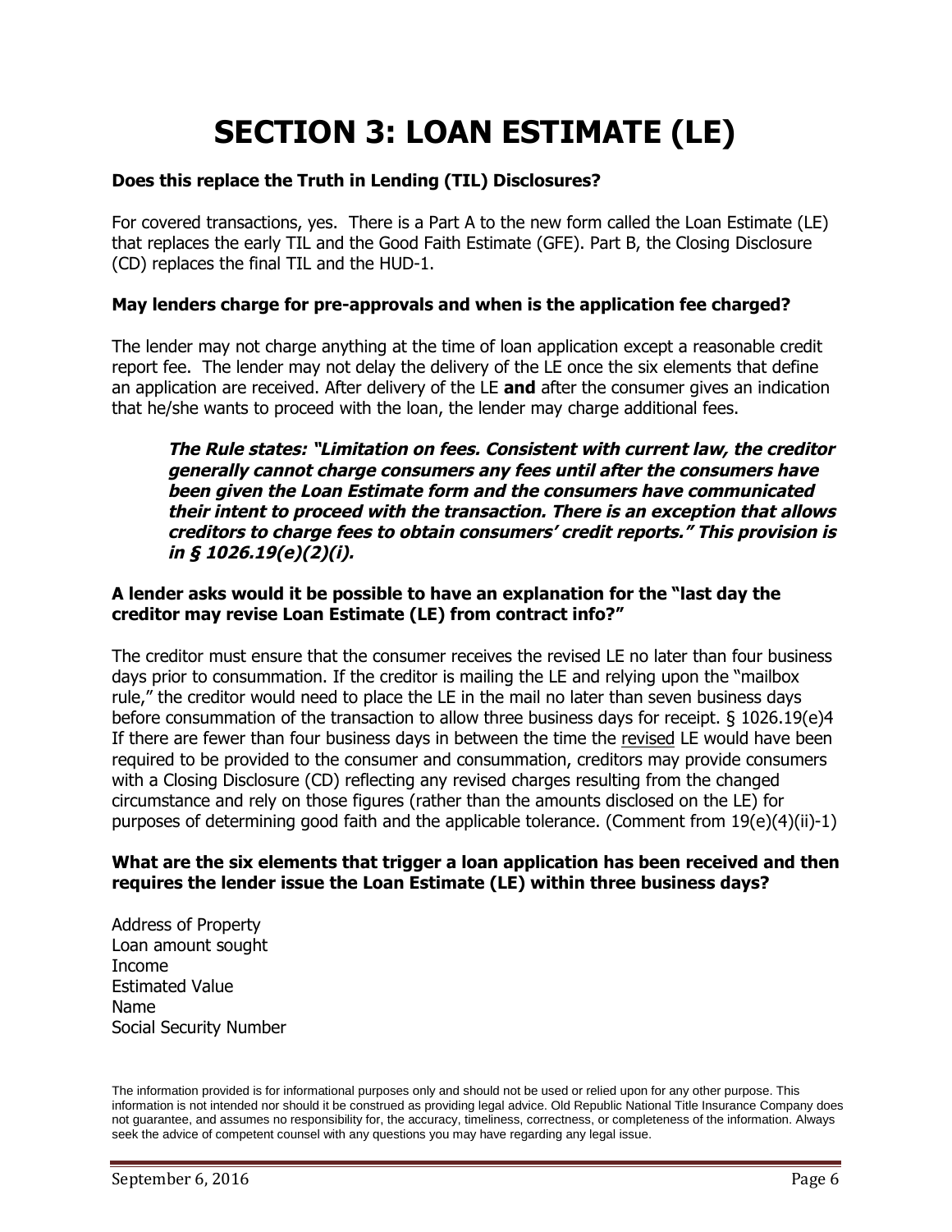# SECTION 3: LOAN ESTIMATE (LE)

**Does this replace the Truth in Lending (TIL) Disclosures?**

For covered transactions, yes. There is a Part A to the new form called the Loan Estimate (LE) that replaces the early TIL and the Good Faith Estimate (GFE). Part B, the Closing Disclosure (CD) replaces the final TIL and the HUD-1.

**May lenders charge for pre-approvals and when is the application fee charged?**

The lender may not charge anything at the time of loan application except a reasonable credit report fee. The lender may not delay the delivery of the LE once the six elements that define an application are received. After delivery of the LE **and** after the consumer gives an indication that he/she wants to proceed with the loan, the lender may charge additional fees.

> ***The Rule states: "Limitation on fees. Consistent with current law, the creditor generally cannot charge consumers any fees until after the consumers have been given the Loan Estimate form and the consumers have communicated their intent to proceed with the transaction. There is an exception that allows creditors to charge fees to obtain consumers' credit reports." This provision is in § 1026.19(e)(2)(i).***

**A lender asks would it be possible to have an explanation for the "last day the creditor may revise Loan Estimate (LE) from contract info?"**

The creditor must ensure that the consumer receives the revised LE no later than four business days prior to consummation. If the creditor is mailing the LE and relying upon the "mailbox rule," the creditor would need to place the LE in the mail no later than seven business days before consummation of the transaction to allow three business days for receipt. § 1026.19(e)4 If there are fewer than four business days in between the time the revised LE would have been required to be provided to the consumer and consummation, creditors may provide consumers with a Closing Disclosure (CD) reflecting any revised charges resulting from the changed circumstance and rely on those figures (rather than the amounts disclosed on the LE) for purposes of determining good faith and the applicable tolerance. (Comment from 19(e)(4)(ii)-1)

**What are the six elements that trigger a loan application has been received and then requires the lender issue the Loan Estimate (LE) within three business days?**

Address of Property
Loan amount sought
Income
Estimated Value
Name
Social Security Number

The information provided is for informational purposes only and should not be used or relied upon for any other purpose. This information is not intended nor should it be construed as providing legal advice. Old Republic National Title Insurance Company does not guarantee, and assumes no responsibility for, the accuracy, timeliness, correctness, or completeness of the information. Always seek the advice of competent counsel with any questions you may have regarding any legal issue.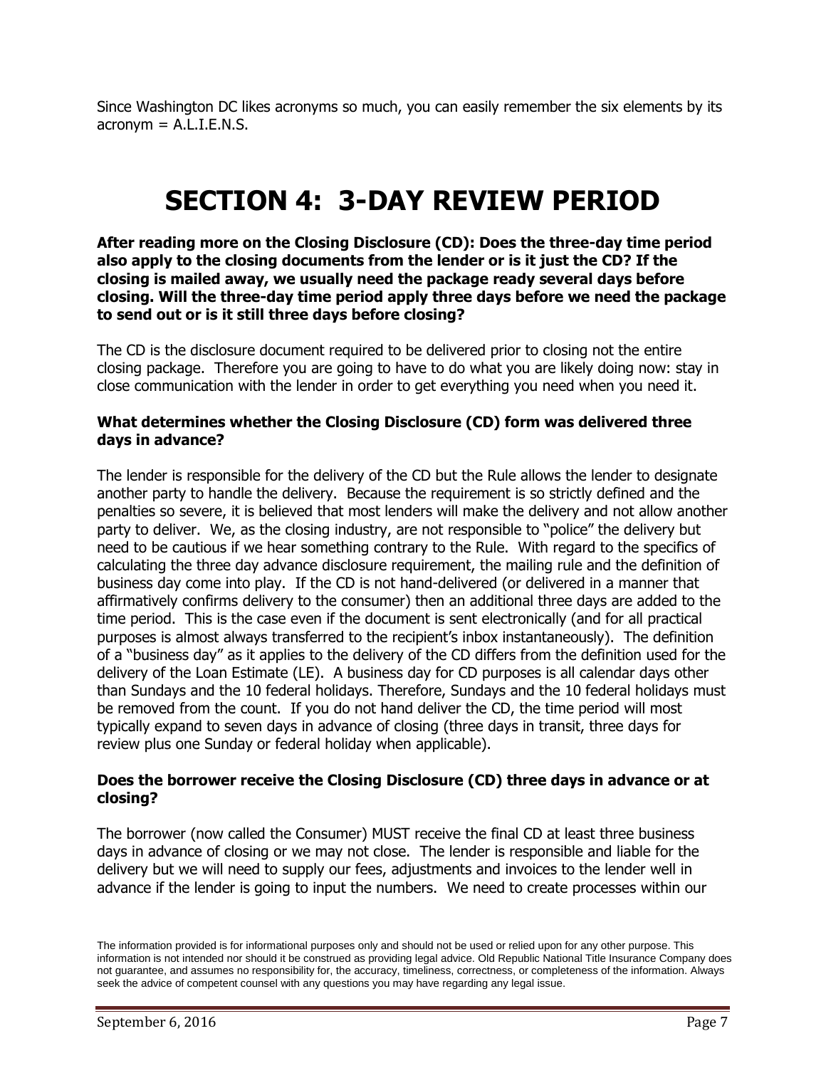Since Washington DC likes acronyms so much, you can easily remember the six elements by its acronym = A.L.I.E.N.S.

# SECTION 4: 3-DAY REVIEW PERIOD

**After reading more on the Closing Disclosure (CD): Does the three-day time period also apply to the closing documents from the lender or is it just the CD? If the closing is mailed away, we usually need the package ready several days before closing. Will the three-day time period apply three days before we need the package to send out or is it still three days before closing?**

The CD is the disclosure document required to be delivered prior to closing not the entire closing package. Therefore you are going to have to do what you are likely doing now: stay in close communication with the lender in order to get everything you need when you need it.

### What determines whether the Closing Disclosure (CD) form was delivered three days in advance?

The lender is responsible for the delivery of the CD but the Rule allows the lender to designate another party to handle the delivery. Because the requirement is so strictly defined and the penalties so severe, it is believed that most lenders will make the delivery and not allow another party to deliver. We, as the closing industry, are not responsible to "police" the delivery but need to be cautious if we hear something contrary to the Rule. With regard to the specifics of calculating the three day advance disclosure requirement, the mailing rule and the definition of business day come into play. If the CD is not hand-delivered (or delivered in a manner that affirmatively confirms delivery to the consumer) then an additional three days are added to the time period. This is the case even if the document is sent electronically (and for all practical purposes is almost always transferred to the recipient's inbox instantaneously). The definition of a "business day" as it applies to the delivery of the CD differs from the definition used for the delivery of the Loan Estimate (LE). A business day for CD purposes is all calendar days other than Sundays and the 10 federal holidays. Therefore, Sundays and the 10 federal holidays must be removed from the count. If you do not hand deliver the CD, the time period will most typically expand to seven days in advance of closing (three days in transit, three days for review plus one Sunday or federal holiday when applicable).

### Does the borrower receive the Closing Disclosure (CD) three days in advance or at closing?

The borrower (now called the Consumer) MUST receive the final CD at least three business days in advance of closing or we may not close. The lender is responsible and liable for the delivery but we will need to supply our fees, adjustments and invoices to the lender well in advance if the lender is going to input the numbers. We need to create processes within our

The information provided is for informational purposes only and should not be used or relied upon for any other purpose. This information is not intended nor should it be construed as providing legal advice. Old Republic National Title Insurance Company does not guarantee, and assumes no responsibility for, the accuracy, timeliness, correctness, or completeness of the information. Always seek the advice of competent counsel with any questions you may have regarding any legal issue.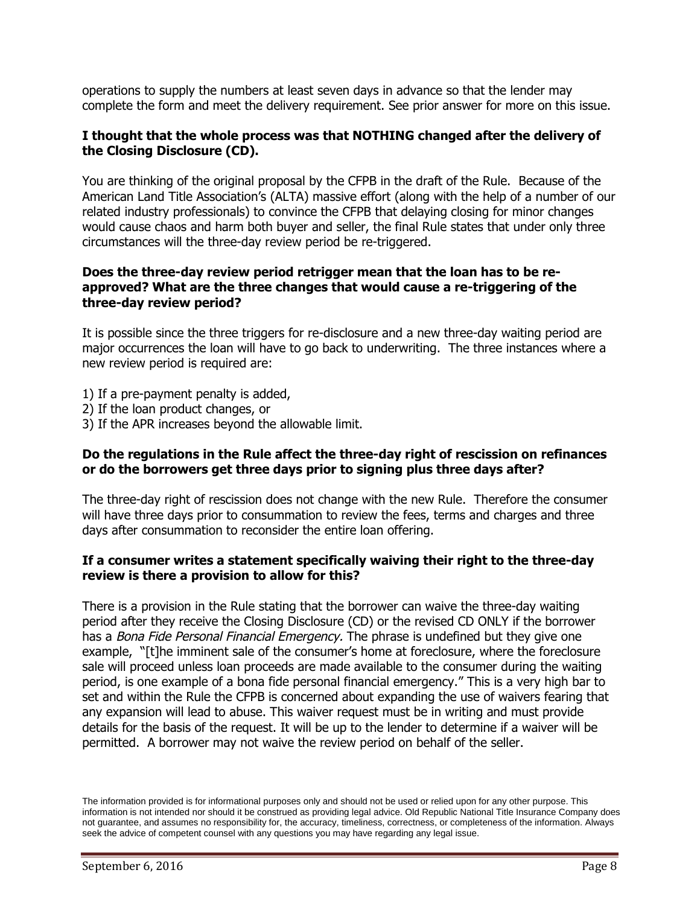operations to supply the numbers at least seven days in advance so that the lender may complete the form and meet the delivery requirement. See prior answer for more on this issue.

**I thought that the whole process was that NOTHING changed after the delivery of the Closing Disclosure (CD).**

You are thinking of the original proposal by the CFPB in the draft of the Rule. Because of the American Land Title Association's (ALTA) massive effort (along with the help of a number of our related industry professionals) to convince the CFPB that delaying closing for minor changes would cause chaos and harm both buyer and seller, the final Rule states that under only three circumstances will the three-day review period be re-triggered.

**Does the three-day review period retrigger mean that the loan has to be re-approved? What are the three changes that would cause a re-triggering of the three-day review period?**

It is possible since the three triggers for re-disclosure and a new three-day waiting period are major occurrences the loan will have to go back to underwriting. The three instances where a new review period is required are:

1) If a pre-payment penalty is added,
2) If the loan product changes, or
3) If the APR increases beyond the allowable limit.

**Do the regulations in the Rule affect the three-day right of rescission on refinances or do the borrowers get three days prior to signing plus three days after?**

The three-day right of rescission does not change with the new Rule. Therefore the consumer will have three days prior to consummation to review the fees, terms and charges and three days after consummation to reconsider the entire loan offering.

**If a consumer writes a statement specifically waiving their right to the three-day review is there a provision to allow for this?**

There is a provision in the Rule stating that the borrower can waive the three-day waiting period after they receive the Closing Disclosure (CD) or the revised CD ONLY if the borrower has a *Bona Fide Personal Financial Emergency.* The phrase is undefined but they give one example, "[t]he imminent sale of the consumer's home at foreclosure, where the foreclosure sale will proceed unless loan proceeds are made available to the consumer during the waiting period, is one example of a bona fide personal financial emergency." This is a very high bar to set and within the Rule the CFPB is concerned about expanding the use of waivers fearing that any expansion will lead to abuse. This waiver request must be in writing and must provide details for the basis of the request. It will be up to the lender to determine if a waiver will be permitted. A borrower may not waive the review period on behalf of the seller.

The information provided is for informational purposes only and should not be used or relied upon for any other purpose. This information is not intended nor should it be construed as providing legal advice. Old Republic National Title Insurance Company does not guarantee, and assumes no responsibility for, the accuracy, timeliness, correctness, or completeness of the information. Always seek the advice of competent counsel with any questions you may have regarding any legal issue.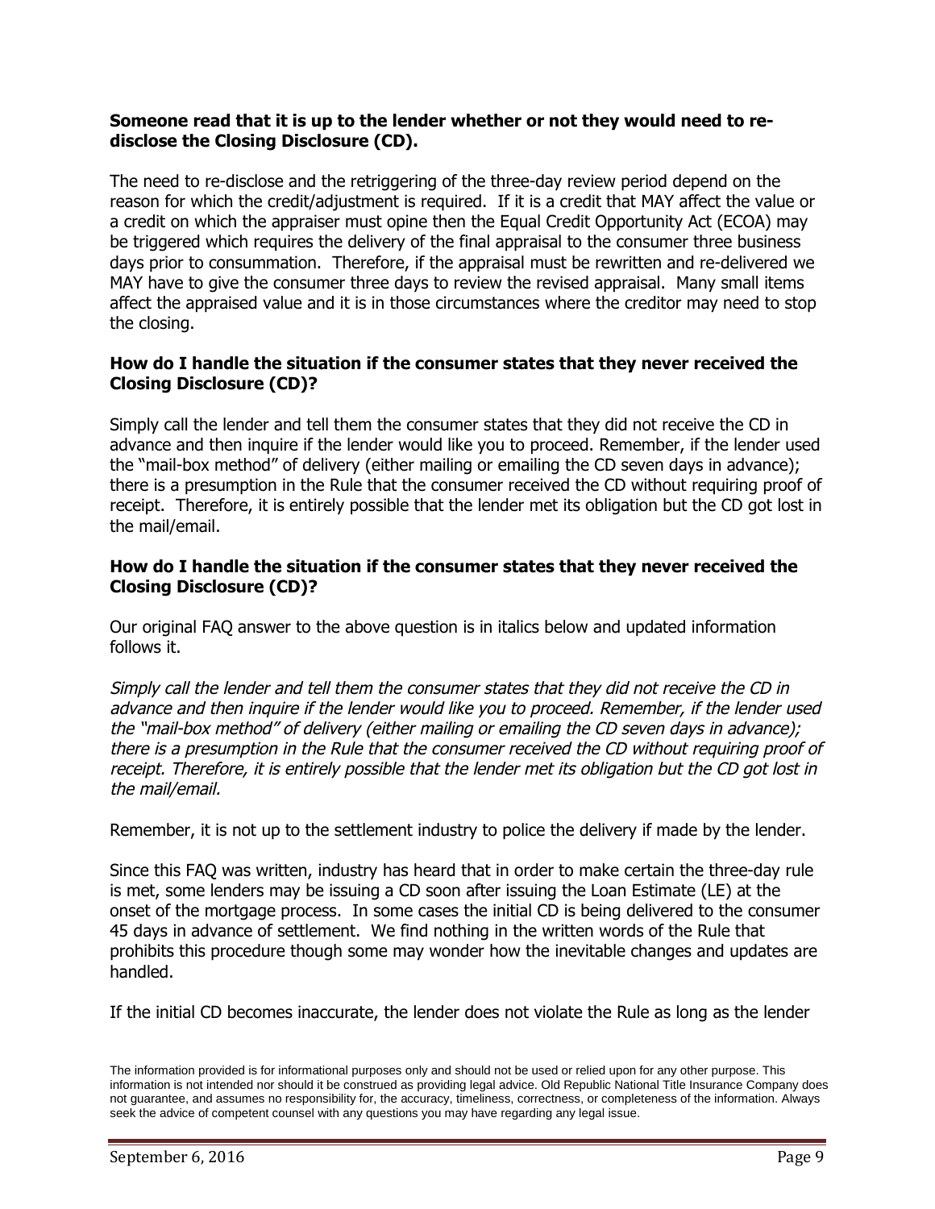**Someone read that it is up to the lender whether or not they would need to re-disclose the Closing Disclosure (CD).**

The need to re-disclose and the retriggering of the three-day review period depend on the reason for which the credit/adjustment is required. If it is a credit that MAY affect the value or a credit on which the appraiser must opine then the Equal Credit Opportunity Act (ECOA) may be triggered which requires the delivery of the final appraisal to the consumer three business days prior to consummation. Therefore, if the appraisal must be rewritten and re-delivered we MAY have to give the consumer three days to review the revised appraisal. Many small items affect the appraised value and it is in those circumstances where the creditor may need to stop the closing.

**How do I handle the situation if the consumer states that they never received the Closing Disclosure (CD)?**

Simply call the lender and tell them the consumer states that they did not receive the CD in advance and then inquire if the lender would like you to proceed. Remember, if the lender used the "mail-box method" of delivery (either mailing or emailing the CD seven days in advance); there is a presumption in the Rule that the consumer received the CD without requiring proof of receipt. Therefore, it is entirely possible that the lender met its obligation but the CD got lost in the mail/email.

**How do I handle the situation if the consumer states that they never received the Closing Disclosure (CD)?**

Our original FAQ answer to the above question is in italics below and updated information follows it.

*Simply call the lender and tell them the consumer states that they did not receive the CD in advance and then inquire if the lender would like you to proceed. Remember, if the lender used the "mail-box method" of delivery (either mailing or emailing the CD seven days in advance); there is a presumption in the Rule that the consumer received the CD without requiring proof of receipt. Therefore, it is entirely possible that the lender met its obligation but the CD got lost in the mail/email.*

Remember, it is not up to the settlement industry to police the delivery if made by the lender.

Since this FAQ was written, industry has heard that in order to make certain the three-day rule is met, some lenders may be issuing a CD soon after issuing the Loan Estimate (LE) at the onset of the mortgage process. In some cases the initial CD is being delivered to the consumer 45 days in advance of settlement. We find nothing in the written words of the Rule that prohibits this procedure though some may wonder how the inevitable changes and updates are handled.

If the initial CD becomes inaccurate, the lender does not violate the Rule as long as the lender

The information provided is for informational purposes only and should not be used or relied upon for any other purpose. This information is not intended nor should it be construed as providing legal advice. Old Republic National Title Insurance Company does not guarantee, and assumes no responsibility for, the accuracy, timeliness, correctness, or completeness of the information. Always seek the advice of competent counsel with any questions you may have regarding any legal issue.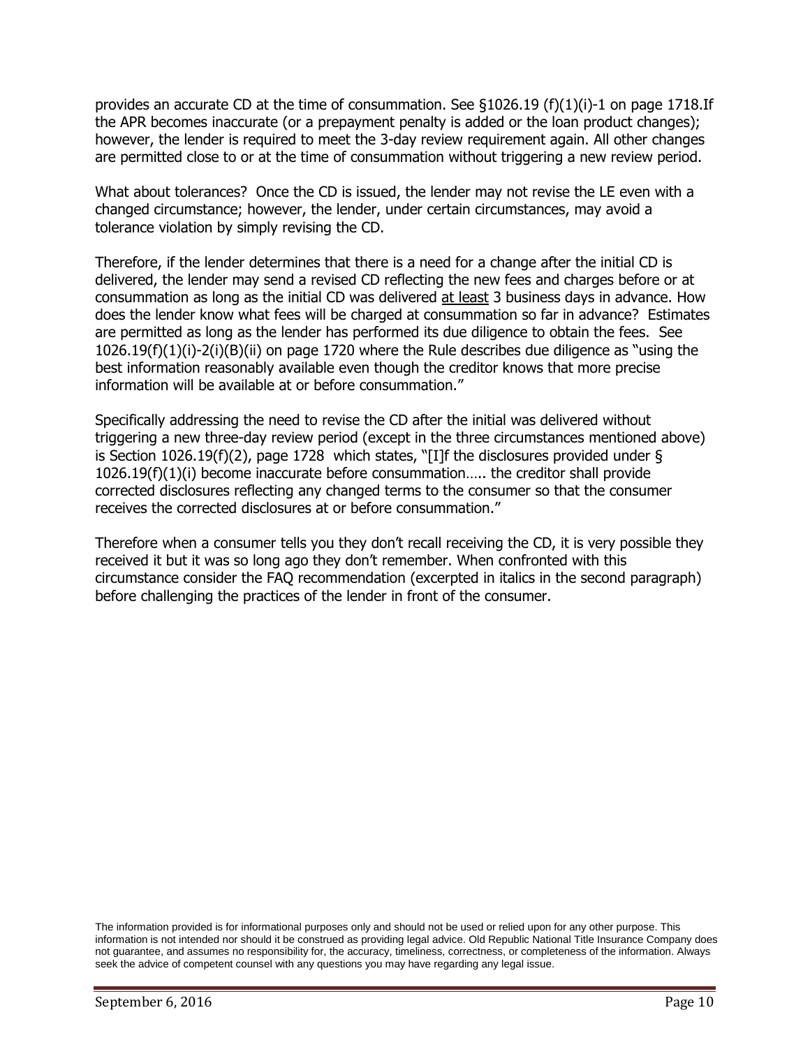provides an accurate CD at the time of consummation. See §1026.19 (f)(1)(i)-1 on page 1718.If the APR becomes inaccurate (or a prepayment penalty is added or the loan product changes); however, the lender is required to meet the 3-day review requirement again. All other changes are permitted close to or at the time of consummation without triggering a new review period.

What about tolerances? Once the CD is issued, the lender may not revise the LE even with a changed circumstance; however, the lender, under certain circumstances, may avoid a tolerance violation by simply revising the CD.

Therefore, if the lender determines that there is a need for a change after the initial CD is delivered, the lender may send a revised CD reflecting the new fees and charges before or at consummation as long as the initial CD was delivered at least 3 business days in advance. How does the lender know what fees will be charged at consummation so far in advance? Estimates are permitted as long as the lender has performed its due diligence to obtain the fees. See 1026.19(f)(1)(i)-2(i)(B)(ii) on page 1720 where the Rule describes due diligence as "using the best information reasonably available even though the creditor knows that more precise information will be available at or before consummation."

Specifically addressing the need to revise the CD after the initial was delivered without triggering a new three-day review period (except in the three circumstances mentioned above) is Section 1026.19(f)(2), page 1728 which states, "[I]f the disclosures provided under § 1026.19(f)(1)(i) become inaccurate before consummation….. the creditor shall provide corrected disclosures reflecting any changed terms to the consumer so that the consumer receives the corrected disclosures at or before consummation."

Therefore when a consumer tells you they don't recall receiving the CD, it is very possible they received it but it was so long ago they don't remember. When confronted with this circumstance consider the FAQ recommendation (excerpted in italics in the second paragraph) before challenging the practices of the lender in front of the consumer.

The information provided is for informational purposes only and should not be used or relied upon for any other purpose. This information is not intended nor should it be construed as providing legal advice. Old Republic National Title Insurance Company does not guarantee, and assumes no responsibility for, the accuracy, timeliness, correctness, or completeness of the information. Always seek the advice of competent counsel with any questions you may have regarding any legal issue.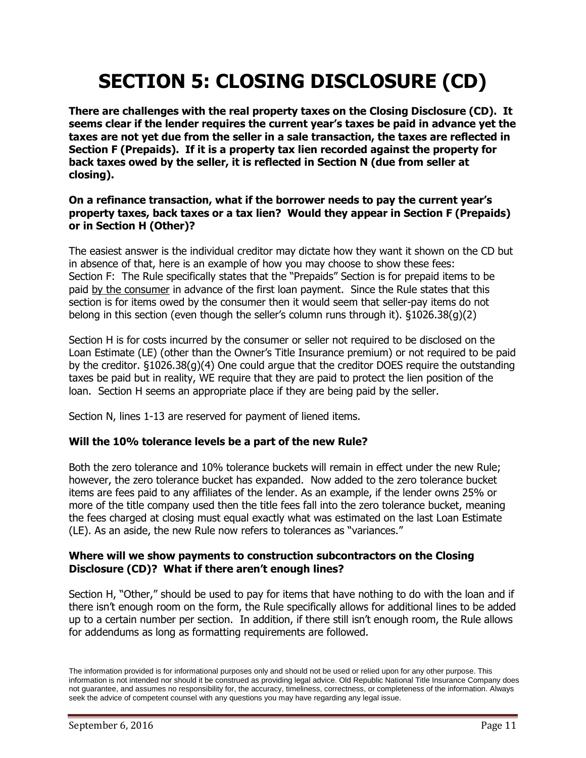# SECTION 5: CLOSING DISCLOSURE (CD)

**There are challenges with the real property taxes on the Closing Disclosure (CD). It seems clear if the lender requires the current year's taxes be paid in advance yet the taxes are not yet due from the seller in a sale transaction, the taxes are reflected in Section F (Prepaids). If it is a property tax lien recorded against the property for back taxes owed by the seller, it is reflected in Section N (due from seller at closing).**

**On a refinance transaction, what if the borrower needs to pay the current year's property taxes, back taxes or a tax lien? Would they appear in Section F (Prepaids) or in Section H (Other)?**

The easiest answer is the individual creditor may dictate how they want it shown on the CD but in absence of that, here is an example of how you may choose to show these fees:
Section F: The Rule specifically states that the "Prepaids" Section is for prepaid items to be paid <u>by the consumer</u> in advance of the first loan payment. Since the Rule states that this section is for items owed by the consumer then it would seem that seller-pay items do not belong in this section (even though the seller's column runs through it). §1026.38(g)(2)

Section H is for costs incurred by the consumer or seller not required to be disclosed on the Loan Estimate (LE) (other than the Owner's Title Insurance premium) or not required to be paid by the creditor. §1026.38(g)(4) One could argue that the creditor DOES require the outstanding taxes be paid but in reality, WE require that they are paid to protect the lien position of the loan. Section H seems an appropriate place if they are being paid by the seller.

Section N, lines 1-13 are reserved for payment of liened items.

**Will the 10% tolerance levels be a part of the new Rule?**

Both the zero tolerance and 10% tolerance buckets will remain in effect under the new Rule; however, the zero tolerance bucket has expanded. Now added to the zero tolerance bucket items are fees paid to any affiliates of the lender. As an example, if the lender owns 25% or more of the title company used then the title fees fall into the zero tolerance bucket, meaning the fees charged at closing must equal exactly what was estimated on the last Loan Estimate (LE). As an aside, the new Rule now refers to tolerances as "variances."

**Where will we show payments to construction subcontractors on the Closing Disclosure (CD)? What if there aren't enough lines?**

Section H, "Other," should be used to pay for items that have nothing to do with the loan and if there isn't enough room on the form, the Rule specifically allows for additional lines to be added up to a certain number per section. In addition, if there still isn't enough room, the Rule allows for addendums as long as formatting requirements are followed.

The information provided is for informational purposes only and should not be used or relied upon for any other purpose. This information is not intended nor should it be construed as providing legal advice. Old Republic National Title Insurance Company does not guarantee, and assumes no responsibility for, the accuracy, timeliness, correctness, or completeness of the information. Always seek the advice of competent counsel with any questions you may have regarding any legal issue.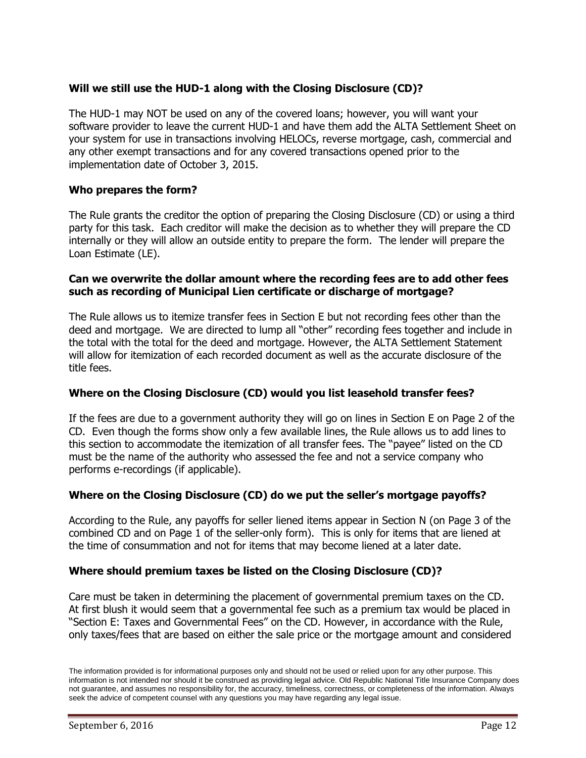**Will we still use the HUD-1 along with the Closing Disclosure (CD)?**

The HUD-1 may NOT be used on any of the covered loans; however, you will want your software provider to leave the current HUD-1 and have them add the ALTA Settlement Sheet on your system for use in transactions involving HELOCs, reverse mortgage, cash, commercial and any other exempt transactions and for any covered transactions opened prior to the implementation date of October 3, 2015.

**Who prepares the form?**

The Rule grants the creditor the option of preparing the Closing Disclosure (CD) or using a third party for this task. Each creditor will make the decision as to whether they will prepare the CD internally or they will allow an outside entity to prepare the form. The lender will prepare the Loan Estimate (LE).

**Can we overwrite the dollar amount where the recording fees are to add other fees such as recording of Municipal Lien certificate or discharge of mortgage?**

The Rule allows us to itemize transfer fees in Section E but not recording fees other than the deed and mortgage. We are directed to lump all "other" recording fees together and include in the total with the total for the deed and mortgage. However, the ALTA Settlement Statement will allow for itemization of each recorded document as well as the accurate disclosure of the title fees.

**Where on the Closing Disclosure (CD) would you list leasehold transfer fees?**

If the fees are due to a government authority they will go on lines in Section E on Page 2 of the CD. Even though the forms show only a few available lines, the Rule allows us to add lines to this section to accommodate the itemization of all transfer fees. The "payee" listed on the CD must be the name of the authority who assessed the fee and not a service company who performs e-recordings (if applicable).

**Where on the Closing Disclosure (CD) do we put the seller's mortgage payoffs?**

According to the Rule, any payoffs for seller liened items appear in Section N (on Page 3 of the combined CD and on Page 1 of the seller-only form). This is only for items that are liened at the time of consummation and not for items that may become liened at a later date.

**Where should premium taxes be listed on the Closing Disclosure (CD)?**

Care must be taken in determining the placement of governmental premium taxes on the CD. At first blush it would seem that a governmental fee such as a premium tax would be placed in "Section E: Taxes and Governmental Fees" on the CD. However, in accordance with the Rule, only taxes/fees that are based on either the sale price or the mortgage amount and considered

The information provided is for informational purposes only and should not be used or relied upon for any other purpose. This information is not intended nor should it be construed as providing legal advice. Old Republic National Title Insurance Company does not guarantee, and assumes no responsibility for, the accuracy, timeliness, correctness, or completeness of the information. Always seek the advice of competent counsel with any questions you may have regarding any legal issue.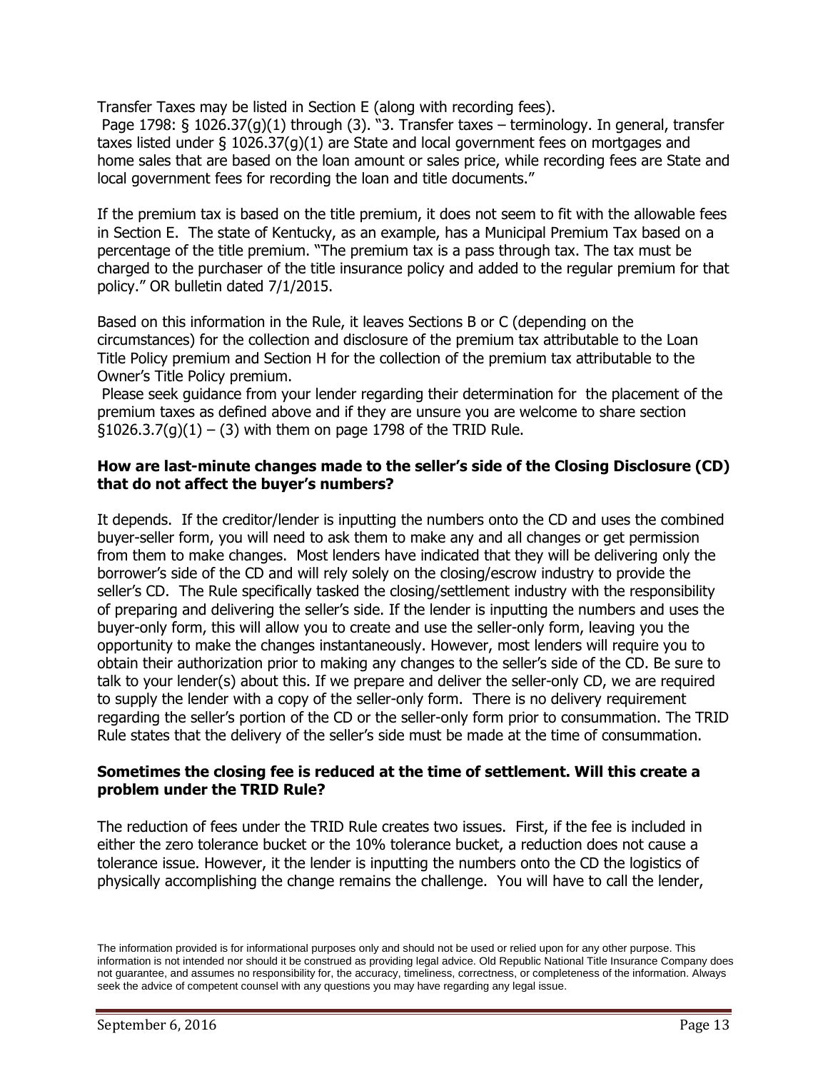Transfer Taxes may be listed in Section E (along with recording fees).
 Page 1798: § 1026.37(g)(1) through (3). "3. Transfer taxes – terminology. In general, transfer taxes listed under § 1026.37(g)(1) are State and local government fees on mortgages and home sales that are based on the loan amount or sales price, while recording fees are State and local government fees for recording the loan and title documents."

If the premium tax is based on the title premium, it does not seem to fit with the allowable fees in Section E. The state of Kentucky, as an example, has a Municipal Premium Tax based on a percentage of the title premium. "The premium tax is a pass through tax. The tax must be charged to the purchaser of the title insurance policy and added to the regular premium for that policy." OR bulletin dated 7/1/2015.

Based on this information in the Rule, it leaves Sections B or C (depending on the circumstances) for the collection and disclosure of the premium tax attributable to the Loan Title Policy premium and Section H for the collection of the premium tax attributable to the Owner's Title Policy premium.
 Please seek guidance from your lender regarding their determination for the placement of the premium taxes as defined above and if they are unsure you are welcome to share section §1026.3.7(g)(1) – (3) with them on page 1798 of the TRID Rule.

**How are last-minute changes made to the seller's side of the Closing Disclosure (CD) that do not affect the buyer's numbers?**

It depends. If the creditor/lender is inputting the numbers onto the CD and uses the combined buyer-seller form, you will need to ask them to make any and all changes or get permission from them to make changes. Most lenders have indicated that they will be delivering only the borrower's side of the CD and will rely solely on the closing/escrow industry to provide the seller's CD. The Rule specifically tasked the closing/settlement industry with the responsibility of preparing and delivering the seller's side. If the lender is inputting the numbers and uses the buyer-only form, this will allow you to create and use the seller-only form, leaving you the opportunity to make the changes instantaneously. However, most lenders will require you to obtain their authorization prior to making any changes to the seller's side of the CD. Be sure to talk to your lender(s) about this. If we prepare and deliver the seller-only CD, we are required to supply the lender with a copy of the seller-only form. There is no delivery requirement regarding the seller's portion of the CD or the seller-only form prior to consummation. The TRID Rule states that the delivery of the seller's side must be made at the time of consummation.

**Sometimes the closing fee is reduced at the time of settlement. Will this create a problem under the TRID Rule?**

The reduction of fees under the TRID Rule creates two issues. First, if the fee is included in either the zero tolerance bucket or the 10% tolerance bucket, a reduction does not cause a tolerance issue. However, it the lender is inputting the numbers onto the CD the logistics of physically accomplishing the change remains the challenge. You will have to call the lender,

The information provided is for informational purposes only and should not be used or relied upon for any other purpose. This information is not intended nor should it be construed as providing legal advice. Old Republic National Title Insurance Company does not guarantee, and assumes no responsibility for, the accuracy, timeliness, correctness, or completeness of the information. Always seek the advice of competent counsel with any questions you may have regarding any legal issue.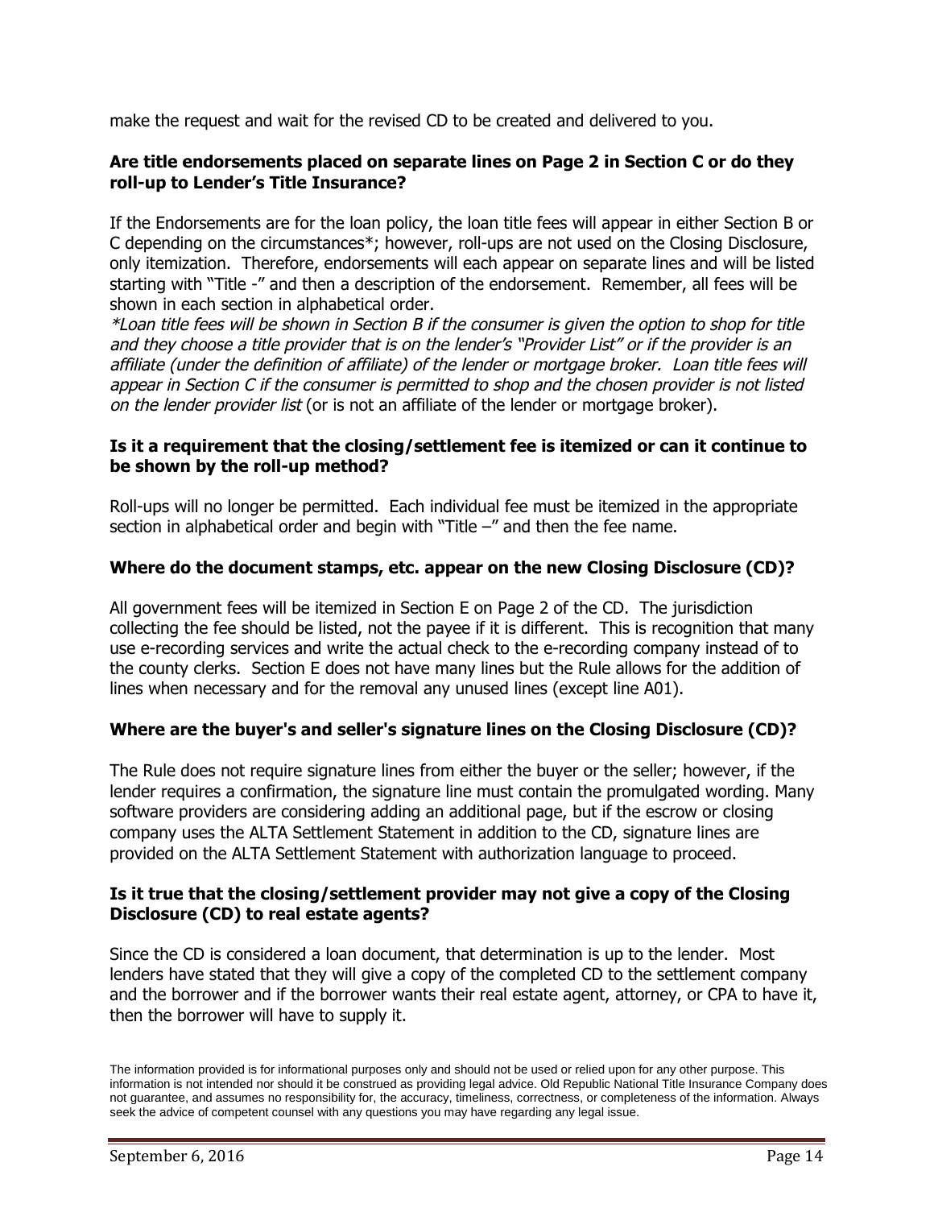make the request and wait for the revised CD to be created and delivered to you.

**Are title endorsements placed on separate lines on Page 2 in Section C or do they roll-up to Lender's Title Insurance?**

If the Endorsements are for the loan policy, the loan title fees will appear in either Section B or C depending on the circumstances*; however, roll-ups are not used on the Closing Disclosure, only itemization. Therefore, endorsements will each appear on separate lines and will be listed starting with "Title -" and then a description of the endorsement. Remember, all fees will be shown in each section in alphabetical order.

*\*Loan title fees will be shown in Section B if the consumer is given the option to shop for title and they choose a title provider that is on the lender's "Provider List" or if the provider is an affiliate (under the definition of affiliate) of the lender or mortgage broker. Loan title fees will appear in Section C if the consumer is permitted to shop and the chosen provider is not listed on the lender provider list* (or is not an affiliate of the lender or mortgage broker).

**Is it a requirement that the closing/settlement fee is itemized or can it continue to be shown by the roll-up method?**

Roll-ups will no longer be permitted. Each individual fee must be itemized in the appropriate section in alphabetical order and begin with "Title –" and then the fee name.

**Where do the document stamps, etc. appear on the new Closing Disclosure (CD)?**

All government fees will be itemized in Section E on Page 2 of the CD. The jurisdiction collecting the fee should be listed, not the payee if it is different. This is recognition that many use e-recording services and write the actual check to the e-recording company instead of to the county clerks. Section E does not have many lines but the Rule allows for the addition of lines when necessary and for the removal any unused lines (except line A01).

**Where are the buyer's and seller's signature lines on the Closing Disclosure (CD)?**

The Rule does not require signature lines from either the buyer or the seller; however, if the lender requires a confirmation, the signature line must contain the promulgated wording. Many software providers are considering adding an additional page, but if the escrow or closing company uses the ALTA Settlement Statement in addition to the CD, signature lines are provided on the ALTA Settlement Statement with authorization language to proceed.

**Is it true that the closing/settlement provider may not give a copy of the Closing Disclosure (CD) to real estate agents?**

Since the CD is considered a loan document, that determination is up to the lender. Most lenders have stated that they will give a copy of the completed CD to the settlement company and the borrower and if the borrower wants their real estate agent, attorney, or CPA to have it, then the borrower will have to supply it.

The information provided is for informational purposes only and should not be used or relied upon for any other purpose. This information is not intended nor should it be construed as providing legal advice. Old Republic National Title Insurance Company does not guarantee, and assumes no responsibility for, the accuracy, timeliness, correctness, or completeness of the information. Always seek the advice of competent counsel with any questions you may have regarding any legal issue.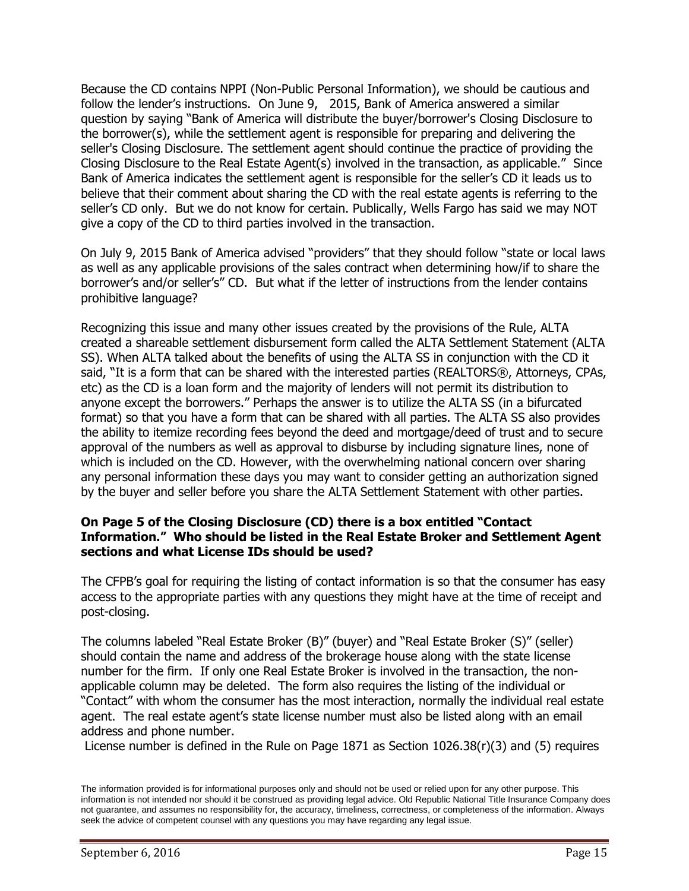Because the CD contains NPPI (Non-Public Personal Information), we should be cautious and follow the lender's instructions. On June 9, 2015, Bank of America answered a similar question by saying "Bank of America will distribute the buyer/borrower's Closing Disclosure to the borrower(s), while the settlement agent is responsible for preparing and delivering the seller's Closing Disclosure. The settlement agent should continue the practice of providing the Closing Disclosure to the Real Estate Agent(s) involved in the transaction, as applicable." Since Bank of America indicates the settlement agent is responsible for the seller's CD it leads us to believe that their comment about sharing the CD with the real estate agents is referring to the seller's CD only. But we do not know for certain. Publically, Wells Fargo has said we may NOT give a copy of the CD to third parties involved in the transaction.

On July 9, 2015 Bank of America advised "providers" that they should follow "state or local laws as well as any applicable provisions of the sales contract when determining how/if to share the borrower's and/or seller's" CD. But what if the letter of instructions from the lender contains prohibitive language?

Recognizing this issue and many other issues created by the provisions of the Rule, ALTA created a shareable settlement disbursement form called the ALTA Settlement Statement (ALTA SS). When ALTA talked about the benefits of using the ALTA SS in conjunction with the CD it said, "It is a form that can be shared with the interested parties (REALTORS®, Attorneys, CPAs, etc) as the CD is a loan form and the majority of lenders will not permit its distribution to anyone except the borrowers." Perhaps the answer is to utilize the ALTA SS (in a bifurcated format) so that you have a form that can be shared with all parties. The ALTA SS also provides the ability to itemize recording fees beyond the deed and mortgage/deed of trust and to secure approval of the numbers as well as approval to disburse by including signature lines, none of which is included on the CD. However, with the overwhelming national concern over sharing any personal information these days you may want to consider getting an authorization signed by the buyer and seller before you share the ALTA Settlement Statement with other parties.

**On Page 5 of the Closing Disclosure (CD) there is a box entitled "Contact Information." Who should be listed in the Real Estate Broker and Settlement Agent sections and what License IDs should be used?**

The CFPB's goal for requiring the listing of contact information is so that the consumer has easy access to the appropriate parties with any questions they might have at the time of receipt and post-closing.

The columns labeled "Real Estate Broker (B)" (buyer) and "Real Estate Broker (S)" (seller) should contain the name and address of the brokerage house along with the state license number for the firm. If only one Real Estate Broker is involved in the transaction, the non-applicable column may be deleted. The form also requires the listing of the individual or "Contact" with whom the consumer has the most interaction, normally the individual real estate agent. The real estate agent's state license number must also be listed along with an email address and phone number.

License number is defined in the Rule on Page 1871 as Section 1026.38(r)(3) and (5) requires

The information provided is for informational purposes only and should not be used or relied upon for any other purpose. This information is not intended nor should it be construed as providing legal advice. Old Republic National Title Insurance Company does not guarantee, and assumes no responsibility for, the accuracy, timeliness, correctness, or completeness of the information. Always seek the advice of competent counsel with any questions you may have regarding any legal issue.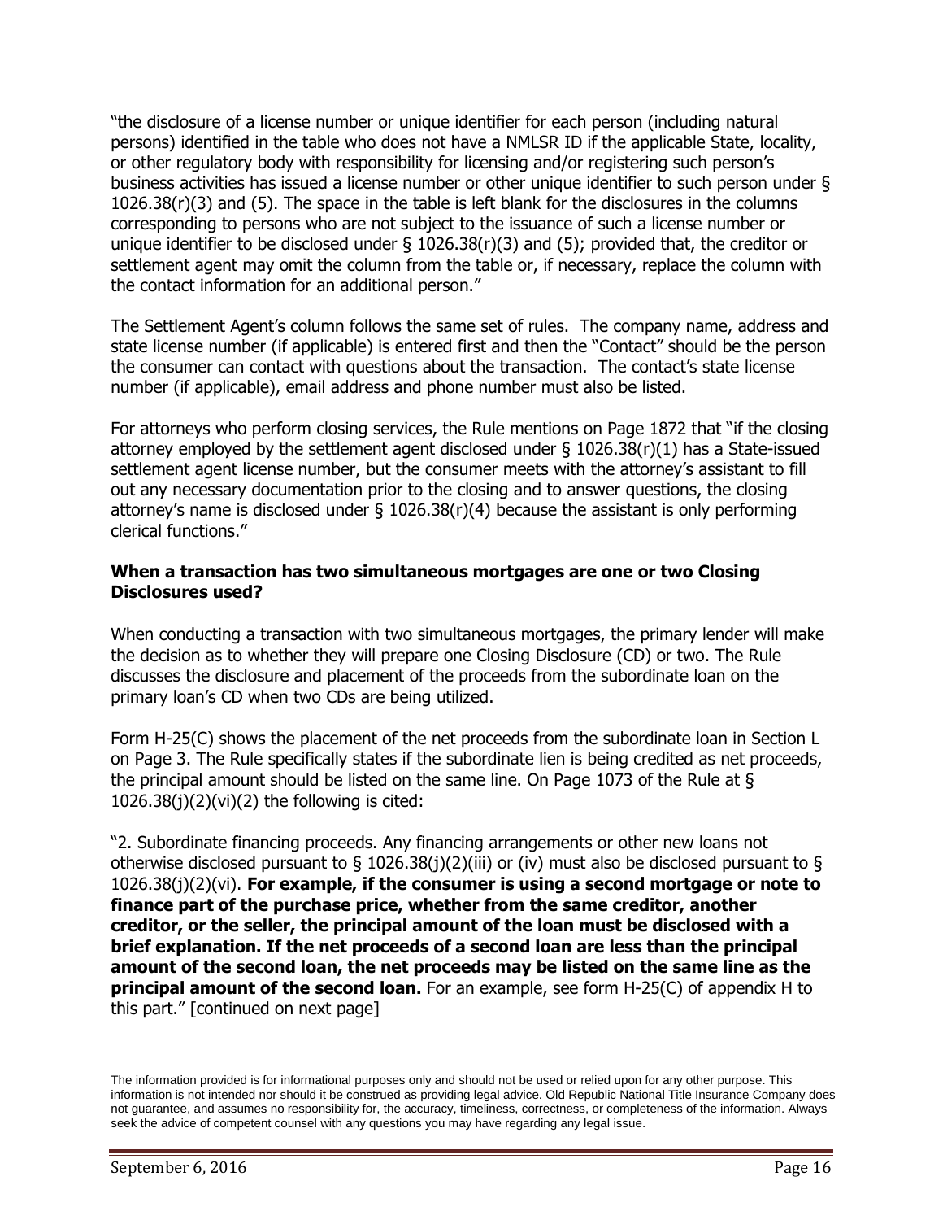"the disclosure of a license number or unique identifier for each person (including natural persons) identified in the table who does not have a NMLSR ID if the applicable State, locality, or other regulatory body with responsibility for licensing and/or registering such person's business activities has issued a license number or other unique identifier to such person under § 1026.38(r)(3) and (5). The space in the table is left blank for the disclosures in the columns corresponding to persons who are not subject to the issuance of such a license number or unique identifier to be disclosed under § 1026.38(r)(3) and (5); provided that, the creditor or settlement agent may omit the column from the table or, if necessary, replace the column with the contact information for an additional person."

The Settlement Agent's column follows the same set of rules. The company name, address and state license number (if applicable) is entered first and then the "Contact" should be the person the consumer can contact with questions about the transaction. The contact's state license number (if applicable), email address and phone number must also be listed.

For attorneys who perform closing services, the Rule mentions on Page 1872 that "if the closing attorney employed by the settlement agent disclosed under § 1026.38(r)(1) has a State-issued settlement agent license number, but the consumer meets with the attorney's assistant to fill out any necessary documentation prior to the closing and to answer questions, the closing attorney's name is disclosed under § 1026.38(r)(4) because the assistant is only performing clerical functions."

### When a transaction has two simultaneous mortgages are one or two Closing Disclosures used?

When conducting a transaction with two simultaneous mortgages, the primary lender will make the decision as to whether they will prepare one Closing Disclosure (CD) or two. The Rule discusses the disclosure and placement of the proceeds from the subordinate loan on the primary loan's CD when two CDs are being utilized.

Form H-25(C) shows the placement of the net proceeds from the subordinate loan in Section L on Page 3. The Rule specifically states if the subordinate lien is being credited as net proceeds, the principal amount should be listed on the same line. On Page 1073 of the Rule at § 1026.38(j)(2)(vi)(2) the following is cited:

"2. Subordinate financing proceeds. Any financing arrangements or other new loans not otherwise disclosed pursuant to § 1026.38(j)(2)(iii) or (iv) must also be disclosed pursuant to § 1026.38(j)(2)(vi). **For example, if the consumer is using a second mortgage or note to finance part of the purchase price, whether from the same creditor, another creditor, or the seller, the principal amount of the loan must be disclosed with a brief explanation. If the net proceeds of a second loan are less than the principal amount of the second loan, the net proceeds may be listed on the same line as the principal amount of the second loan.** For an example, see form H-25(C) of appendix H to this part." [continued on next page]

The information provided is for informational purposes only and should not be used or relied upon for any other purpose. This information is not intended nor should it be construed as providing legal advice. Old Republic National Title Insurance Company does not guarantee, and assumes no responsibility for, the accuracy, timeliness, correctness, or completeness of the information. Always seek the advice of competent counsel with any questions you may have regarding any legal issue.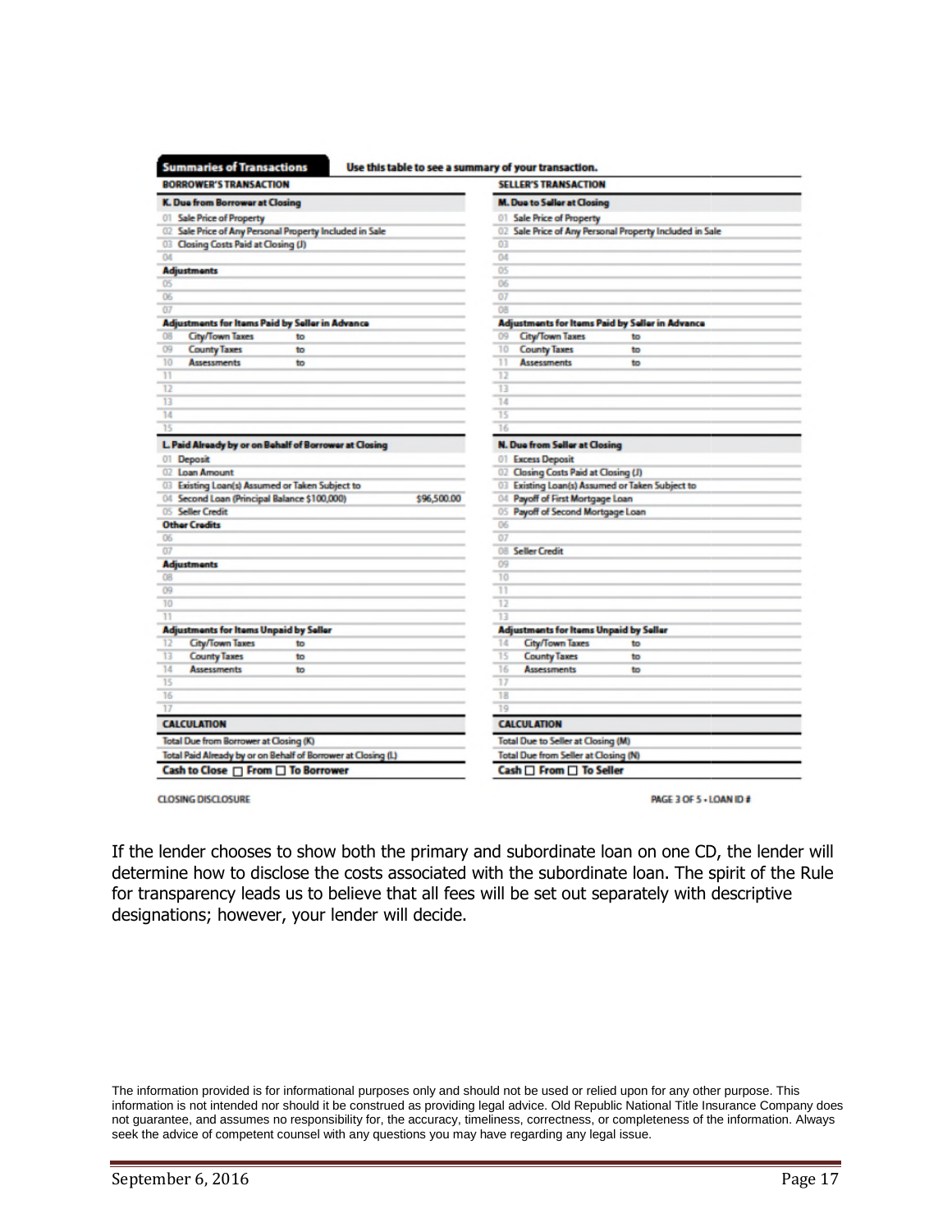**Summaries of Transactions** — Use this table to see a summary of your transaction.

| BORROWER'S TRANSACTION | | SELLER'S TRANSACTION | |
|---|---|---|---|
| **K. Due from Borrower at Closing** | | **M. Due to Seller at Closing** | |
| 01 Sale Price of Property | | 01 Sale Price of Property | |
| 02 Sale Price of Any Personal Property Included in Sale | | 02 Sale Price of Any Personal Property Included in Sale | |
| 03 Closing Costs Paid at Closing (J) | | 03 | |
| 04 | | 04 | |
| **Adjustments** | | 05 | |
| 05 | | 06 | |
| 06 | | 07 | |
| 07 | | 08 | |
| **Adjustments for Items Paid by Seller in Advance** | | **Adjustments for Items Paid by Seller in Advance** | |
| 08 City/Town Taxes to | | 09 City/Town Taxes to | |
| 09 County Taxes to | | 10 County Taxes to | |
| 10 Assessments to | | 11 Assessments to | |
| 11 | | 12 | |
| 12 | | 13 | |
| 13 | | 14 | |
| 14 | | 15 | |
| 15 | | 16 | |
| **L. Paid Already by or on Behalf of Borrower at Closing** | | **N. Due from Seller at Closing** | |
| 01 Deposit | | 01 Excess Deposit | |
| 02 Loan Amount | | 02 Closing Costs Paid at Closing (J) | |
| 03 Existing Loan(s) Assumed or Taken Subject to | | 03 Existing Loan(s) Assumed or Taken Subject to | |
| 04 Second Loan (Principal Balance $100,000) | $96,500.00 | 04 Payoff of First Mortgage Loan | |
| 05 Seller Credit | | 05 Payoff of Second Mortgage Loan | |
| **Other Credits** | | 06 | |
| 06 | | 07 | |
| 07 | | 08 Seller Credit | |
| **Adjustments** | | 09 | |
| 08 | | 10 | |
| 09 | | 11 | |
| 10 | | 12 | |
| 11 | | 13 | |
| **Adjustments for Items Unpaid by Seller** | | **Adjustments for Items Unpaid by Seller** | |
| 12 City/Town Taxes to | | 14 City/Town Taxes to | |
| 13 County Taxes to | | 15 County Taxes to | |
| 14 Assessments to | | 16 Assessments to | |
| 15 | | 17 | |
| 16 | | 18 | |
| 17 | | 19 | |
| **CALCULATION** | | **CALCULATION** | |
| Total Due from Borrower at Closing (K) | | Total Due to Seller at Closing (M) | |
| Total Paid Already by or on Behalf of Borrower at Closing (L) | | Total Due from Seller at Closing (N) | |
| **Cash to Close ☐ From ☐ To Borrower** | | **Cash ☐ From ☐ To Seller** | |

CLOSING DISCLOSURE — PAGE 3 OF 5 • LOAN ID #

If the lender chooses to show both the primary and subordinate loan on one CD, the lender will determine how to disclose the costs associated with the subordinate loan. The spirit of the Rule for transparency leads us to believe that all fees will be set out separately with descriptive designations; however, your lender will decide.

The information provided is for informational purposes only and should not be used or relied upon for any other purpose. This information is not intended nor should it be construed as providing legal advice. Old Republic National Title Insurance Company does not guarantee, and assumes no responsibility for, the accuracy, timeliness, correctness, or completeness of the information. Always seek the advice of competent counsel with any questions you may have regarding any legal issue.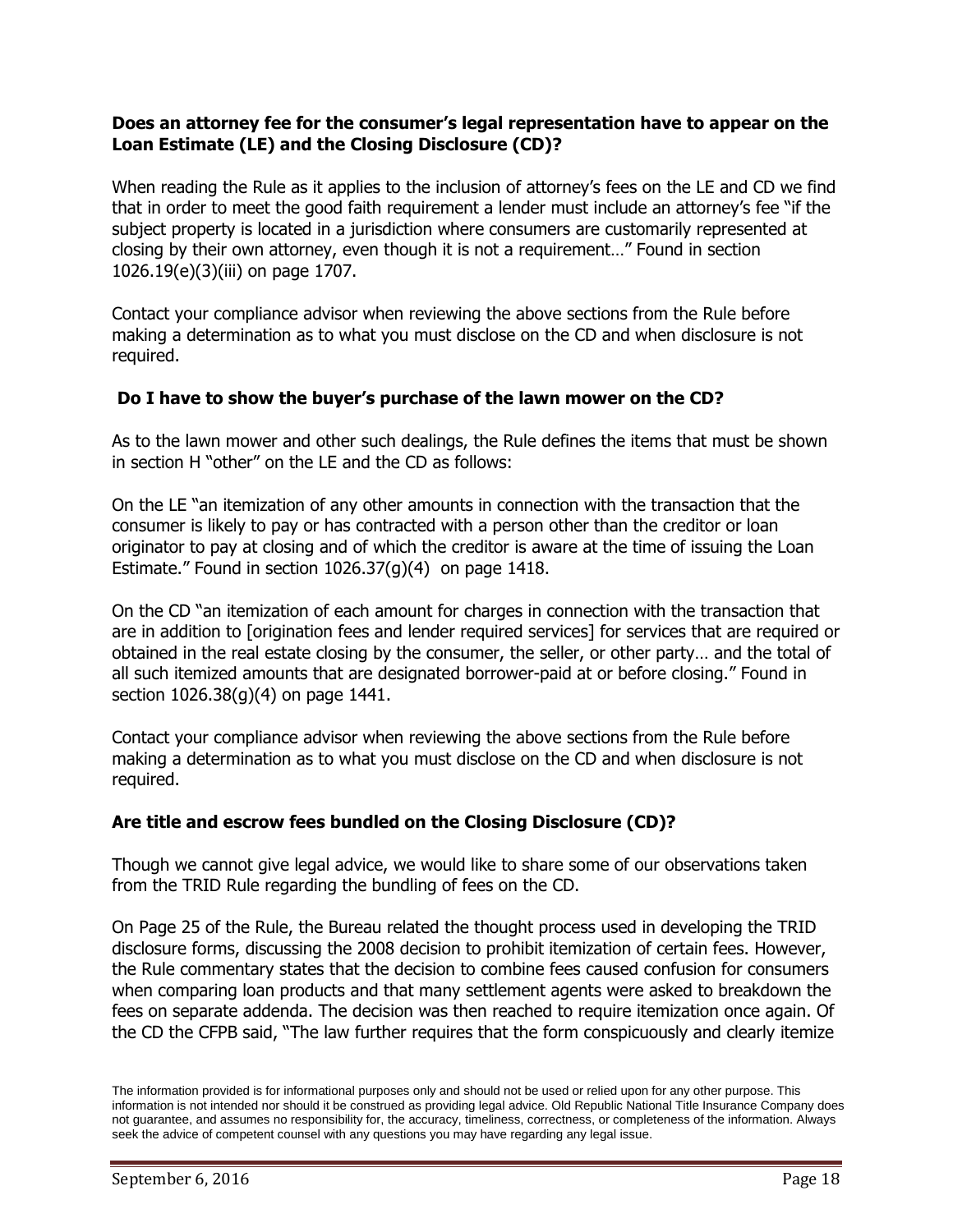**Does an attorney fee for the consumer's legal representation have to appear on the Loan Estimate (LE) and the Closing Disclosure (CD)?**

When reading the Rule as it applies to the inclusion of attorney's fees on the LE and CD we find that in order to meet the good faith requirement a lender must include an attorney's fee "if the subject property is located in a jurisdiction where consumers are customarily represented at closing by their own attorney, even though it is not a requirement…" Found in section 1026.19(e)(3)(iii) on page 1707.

Contact your compliance advisor when reviewing the above sections from the Rule before making a determination as to what you must disclose on the CD and when disclosure is not required.

**Do I have to show the buyer's purchase of the lawn mower on the CD?**

As to the lawn mower and other such dealings, the Rule defines the items that must be shown in section H "other" on the LE and the CD as follows:

On the LE "an itemization of any other amounts in connection with the transaction that the consumer is likely to pay or has contracted with a person other than the creditor or loan originator to pay at closing and of which the creditor is aware at the time of issuing the Loan Estimate." Found in section 1026.37(g)(4) on page 1418.

On the CD "an itemization of each amount for charges in connection with the transaction that are in addition to [origination fees and lender required services] for services that are required or obtained in the real estate closing by the consumer, the seller, or other party… and the total of all such itemized amounts that are designated borrower-paid at or before closing." Found in section 1026.38(g)(4) on page 1441.

Contact your compliance advisor when reviewing the above sections from the Rule before making a determination as to what you must disclose on the CD and when disclosure is not required.

**Are title and escrow fees bundled on the Closing Disclosure (CD)?**

Though we cannot give legal advice, we would like to share some of our observations taken from the TRID Rule regarding the bundling of fees on the CD.

On Page 25 of the Rule, the Bureau related the thought process used in developing the TRID disclosure forms, discussing the 2008 decision to prohibit itemization of certain fees. However, the Rule commentary states that the decision to combine fees caused confusion for consumers when comparing loan products and that many settlement agents were asked to breakdown the fees on separate addenda. The decision was then reached to require itemization once again. Of the CD the CFPB said, "The law further requires that the form conspicuously and clearly itemize

The information provided is for informational purposes only and should not be used or relied upon for any other purpose. This information is not intended nor should it be construed as providing legal advice. Old Republic National Title Insurance Company does not guarantee, and assumes no responsibility for, the accuracy, timeliness, correctness, or completeness of the information. Always seek the advice of competent counsel with any questions you may have regarding any legal issue.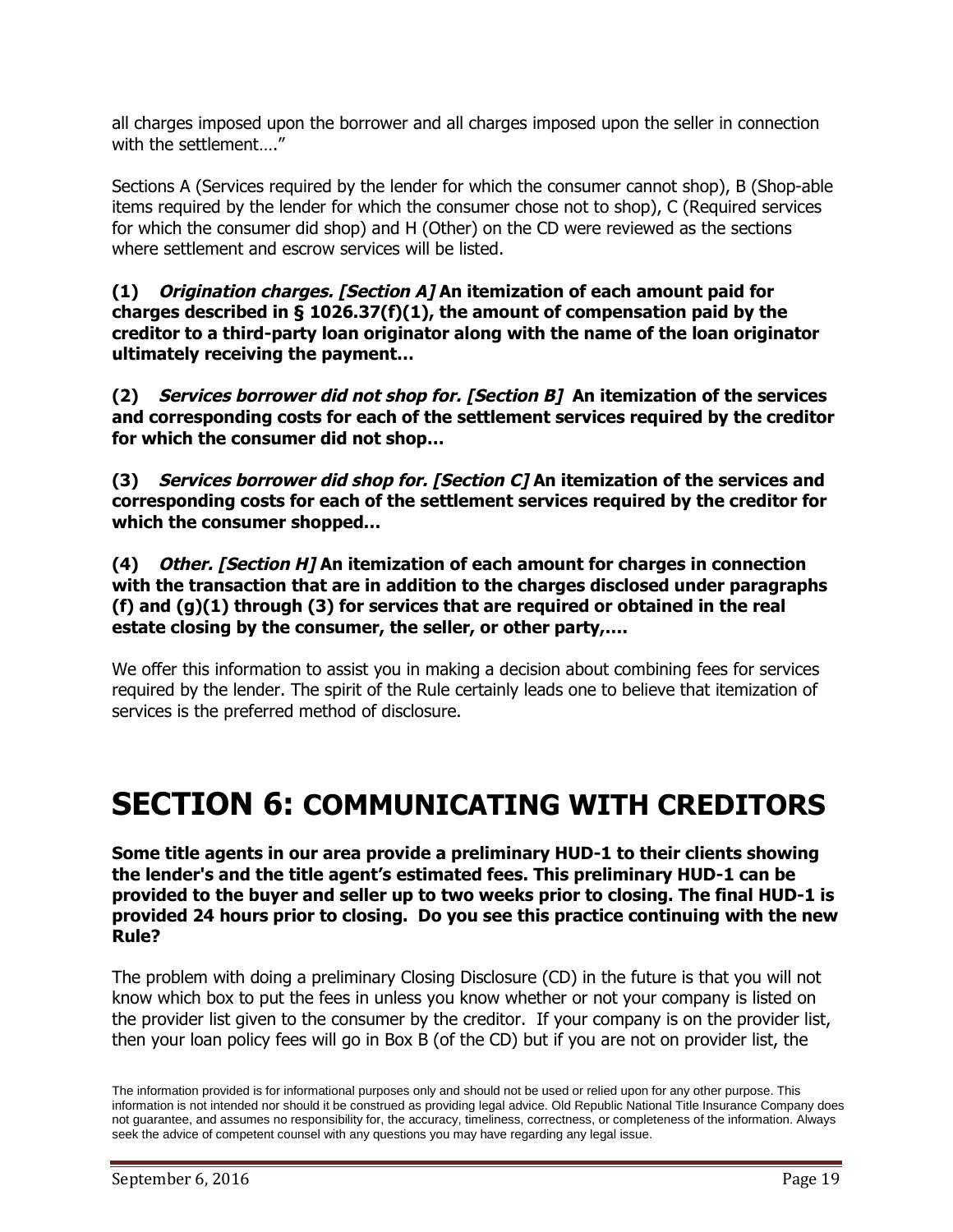all charges imposed upon the borrower and all charges imposed upon the seller in connection with the settlement…."

Sections A (Services required by the lender for which the consumer cannot shop), B (Shop-able items required by the lender for which the consumer chose not to shop), C (Required services for which the consumer did shop) and H (Other) on the CD were reviewed as the sections where settlement and escrow services will be listed.

**(1) *Origination charges. [Section A]* An itemization of each amount paid for charges described in § 1026.37(f)(1), the amount of compensation paid by the creditor to a third-party loan originator along with the name of the loan originator ultimately receiving the payment…**

**(2) *Services borrower did not shop for. [Section B]* An itemization of the services and corresponding costs for each of the settlement services required by the creditor for which the consumer did not shop…**

**(3) *Services borrower did shop for. [Section C]* An itemization of the services and corresponding costs for each of the settlement services required by the creditor for which the consumer shopped…**

**(4) *Other. [Section H]* An itemization of each amount for charges in connection with the transaction that are in addition to the charges disclosed under paragraphs (f) and (g)(1) through (3) for services that are required or obtained in the real estate closing by the consumer, the seller, or other party,….**

We offer this information to assist you in making a decision about combining fees for services required by the lender. The spirit of the Rule certainly leads one to believe that itemization of services is the preferred method of disclosure.

# SECTION 6: COMMUNICATING WITH CREDITORS

**Some title agents in our area provide a preliminary HUD-1 to their clients showing the lender's and the title agent's estimated fees. This preliminary HUD-1 can be provided to the buyer and seller up to two weeks prior to closing. The final HUD-1 is provided 24 hours prior to closing. Do you see this practice continuing with the new Rule?**

The problem with doing a preliminary Closing Disclosure (CD) in the future is that you will not know which box to put the fees in unless you know whether or not your company is listed on the provider list given to the consumer by the creditor. If your company is on the provider list, then your loan policy fees will go in Box B (of the CD) but if you are not on provider list, the

The information provided is for informational purposes only and should not be used or relied upon for any other purpose. This information is not intended nor should it be construed as providing legal advice. Old Republic National Title Insurance Company does not guarantee, and assumes no responsibility for, the accuracy, timeliness, correctness, or completeness of the information. Always seek the advice of competent counsel with any questions you may have regarding any legal issue.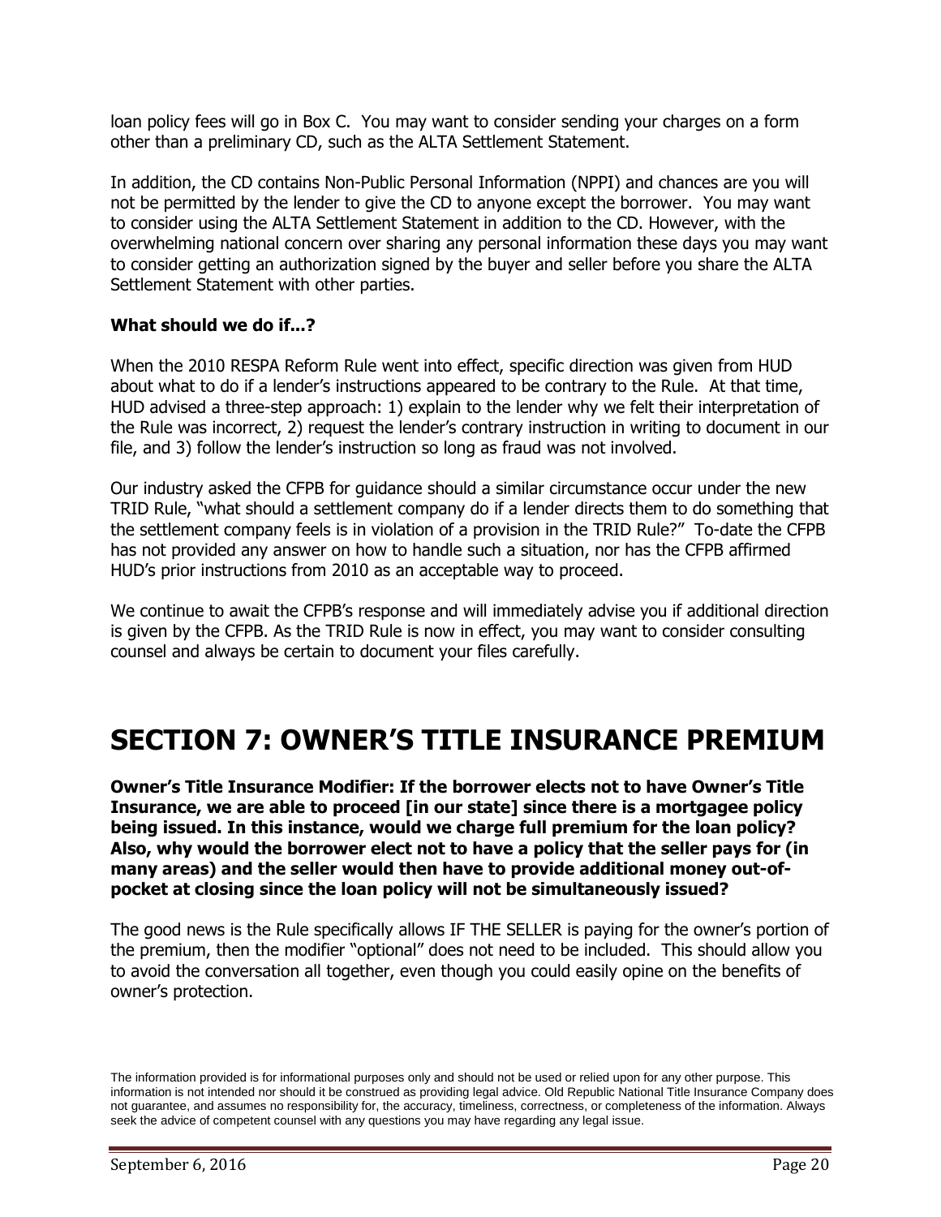loan policy fees will go in Box C. You may want to consider sending your charges on a form other than a preliminary CD, such as the ALTA Settlement Statement.

In addition, the CD contains Non-Public Personal Information (NPPI) and chances are you will not be permitted by the lender to give the CD to anyone except the borrower. You may want to consider using the ALTA Settlement Statement in addition to the CD. However, with the overwhelming national concern over sharing any personal information these days you may want to consider getting an authorization signed by the buyer and seller before you share the ALTA Settlement Statement with other parties.

**What should we do if...?**

When the 2010 RESPA Reform Rule went into effect, specific direction was given from HUD about what to do if a lender's instructions appeared to be contrary to the Rule. At that time, HUD advised a three-step approach: 1) explain to the lender why we felt their interpretation of the Rule was incorrect, 2) request the lender's contrary instruction in writing to document in our file, and 3) follow the lender's instruction so long as fraud was not involved.

Our industry asked the CFPB for guidance should a similar circumstance occur under the new TRID Rule, "what should a settlement company do if a lender directs them to do something that the settlement company feels is in violation of a provision in the TRID Rule?" To-date the CFPB has not provided any answer on how to handle such a situation, nor has the CFPB affirmed HUD's prior instructions from 2010 as an acceptable way to proceed.

We continue to await the CFPB's response and will immediately advise you if additional direction is given by the CFPB. As the TRID Rule is now in effect, you may want to consider consulting counsel and always be certain to document your files carefully.

# SECTION 7: OWNER'S TITLE INSURANCE PREMIUM

**Owner's Title Insurance Modifier: If the borrower elects not to have Owner's Title Insurance, we are able to proceed [in our state] since there is a mortgagee policy being issued. In this instance, would we charge full premium for the loan policy? Also, why would the borrower elect not to have a policy that the seller pays for (in many areas) and the seller would then have to provide additional money out-of-pocket at closing since the loan policy will not be simultaneously issued?**

The good news is the Rule specifically allows IF THE SELLER is paying for the owner's portion of the premium, then the modifier "optional" does not need to be included. This should allow you to avoid the conversation all together, even though you could easily opine on the benefits of owner's protection.

The information provided is for informational purposes only and should not be used or relied upon for any other purpose. This information is not intended nor should it be construed as providing legal advice. Old Republic National Title Insurance Company does not guarantee, and assumes no responsibility for, the accuracy, timeliness, correctness, or completeness of the information. Always seek the advice of competent counsel with any questions you may have regarding any legal issue.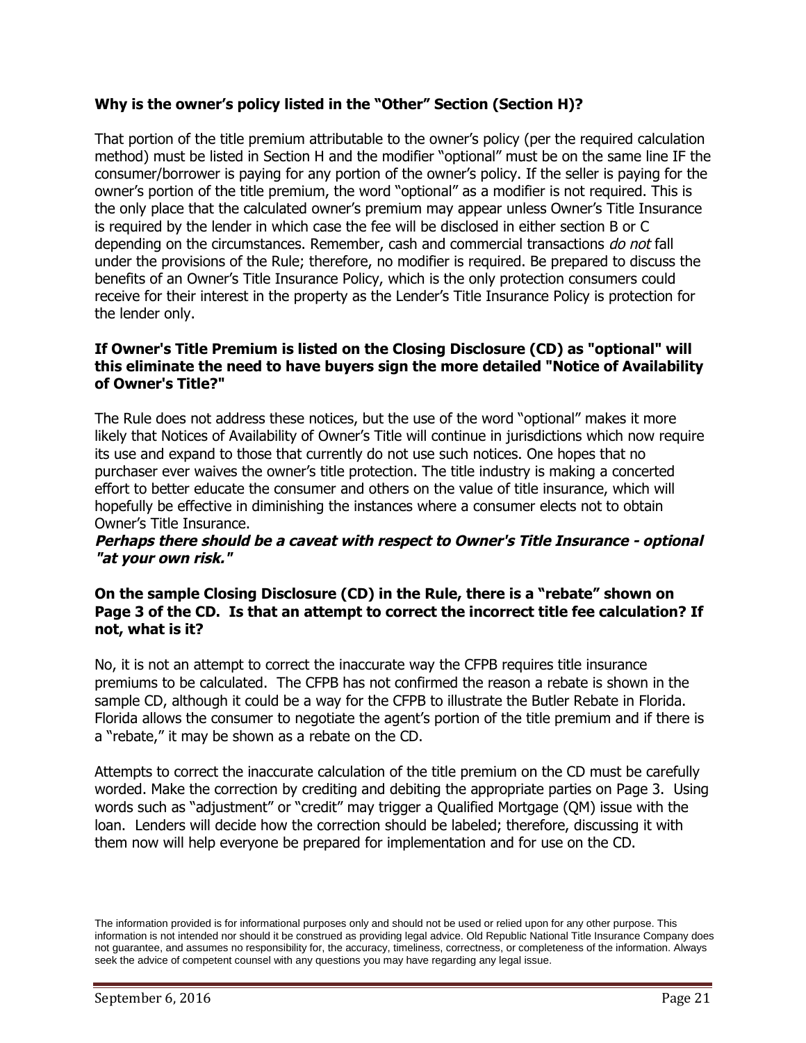**Why is the owner's policy listed in the "Other" Section (Section H)?**

That portion of the title premium attributable to the owner's policy (per the required calculation method) must be listed in Section H and the modifier "optional" must be on the same line IF the consumer/borrower is paying for any portion of the owner's policy. If the seller is paying for the owner's portion of the title premium, the word "optional" as a modifier is not required. This is the only place that the calculated owner's premium may appear unless Owner's Title Insurance is required by the lender in which case the fee will be disclosed in either section B or C depending on the circumstances. Remember, cash and commercial transactions *do not* fall under the provisions of the Rule; therefore, no modifier is required. Be prepared to discuss the benefits of an Owner's Title Insurance Policy, which is the only protection consumers could receive for their interest in the property as the Lender's Title Insurance Policy is protection for the lender only.

**If Owner's Title Premium is listed on the Closing Disclosure (CD) as "optional" will this eliminate the need to have buyers sign the more detailed "Notice of Availability of Owner's Title?"**

The Rule does not address these notices, but the use of the word "optional" makes it more likely that Notices of Availability of Owner's Title will continue in jurisdictions which now require its use and expand to those that currently do not use such notices. One hopes that no purchaser ever waives the owner's title protection. The title industry is making a concerted effort to better educate the consumer and others on the value of title insurance, which will hopefully be effective in diminishing the instances where a consumer elects not to obtain Owner's Title Insurance.

***Perhaps there should be a caveat with respect to Owner's Title Insurance - optional "at your own risk."***

**On the sample Closing Disclosure (CD) in the Rule, there is a "rebate" shown on Page 3 of the CD. Is that an attempt to correct the incorrect title fee calculation? If not, what is it?**

No, it is not an attempt to correct the inaccurate way the CFPB requires title insurance premiums to be calculated. The CFPB has not confirmed the reason a rebate is shown in the sample CD, although it could be a way for the CFPB to illustrate the Butler Rebate in Florida. Florida allows the consumer to negotiate the agent's portion of the title premium and if there is a "rebate," it may be shown as a rebate on the CD.

Attempts to correct the inaccurate calculation of the title premium on the CD must be carefully worded. Make the correction by crediting and debiting the appropriate parties on Page 3. Using words such as "adjustment" or "credit" may trigger a Qualified Mortgage (QM) issue with the loan. Lenders will decide how the correction should be labeled; therefore, discussing it with them now will help everyone be prepared for implementation and for use on the CD.

The information provided is for informational purposes only and should not be used or relied upon for any other purpose. This information is not intended nor should it be construed as providing legal advice. Old Republic National Title Insurance Company does not guarantee, and assumes no responsibility for, the accuracy, timeliness, correctness, or completeness of the information. Always seek the advice of competent counsel with any questions you may have regarding any legal issue.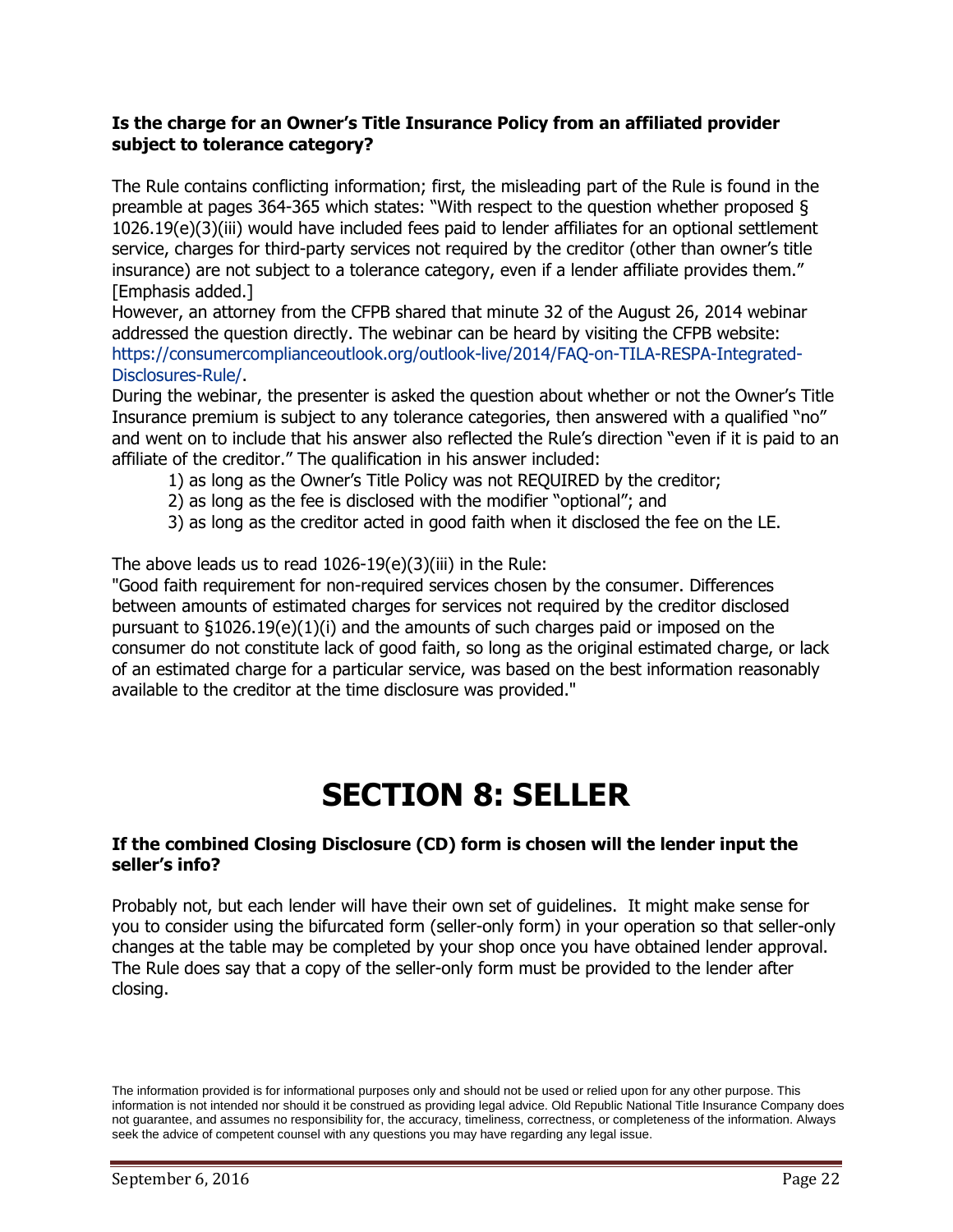**Is the charge for an Owner's Title Insurance Policy from an affiliated provider subject to tolerance category?**

The Rule contains conflicting information; first, the misleading part of the Rule is found in the preamble at pages 364-365 which states: "With respect to the question whether proposed § 1026.19(e)(3)(iii) would have included fees paid to lender affiliates for an optional settlement service, charges for third-party services not required by the creditor (other than owner's title insurance) are not subject to a tolerance category, even if a lender affiliate provides them." [Emphasis added.]

However, an attorney from the CFPB shared that minute 32 of the August 26, 2014 webinar addressed the question directly. The webinar can be heard by visiting the CFPB website: https://consumercomplianceoutlook.org/outlook-live/2014/FAQ-on-TILA-RESPA-Integrated-Disclosures-Rule/.

During the webinar, the presenter is asked the question about whether or not the Owner's Title Insurance premium is subject to any tolerance categories, then answered with a qualified "no" and went on to include that his answer also reflected the Rule's direction "even if it is paid to an affiliate of the creditor." The qualification in his answer included:

1) as long as the Owner's Title Policy was not REQUIRED by the creditor;
2) as long as the fee is disclosed with the modifier "optional"; and
3) as long as the creditor acted in good faith when it disclosed the fee on the LE.

The above leads us to read 1026-19(e)(3)(iii) in the Rule:

"Good faith requirement for non-required services chosen by the consumer. Differences between amounts of estimated charges for services not required by the creditor disclosed pursuant to §1026.19(e)(1)(i) and the amounts of such charges paid or imposed on the consumer do not constitute lack of good faith, so long as the original estimated charge, or lack of an estimated charge for a particular service, was based on the best information reasonably available to the creditor at the time disclosure was provided."

# SECTION 8: SELLER

**If the combined Closing Disclosure (CD) form is chosen will the lender input the seller's info?**

Probably not, but each lender will have their own set of guidelines. It might make sense for you to consider using the bifurcated form (seller-only form) in your operation so that seller-only changes at the table may be completed by your shop once you have obtained lender approval. The Rule does say that a copy of the seller-only form must be provided to the lender after closing.

The information provided is for informational purposes only and should not be used or relied upon for any other purpose. This information is not intended nor should it be construed as providing legal advice. Old Republic National Title Insurance Company does not guarantee, and assumes no responsibility for, the accuracy, timeliness, correctness, or completeness of the information. Always seek the advice of competent counsel with any questions you may have regarding any legal issue.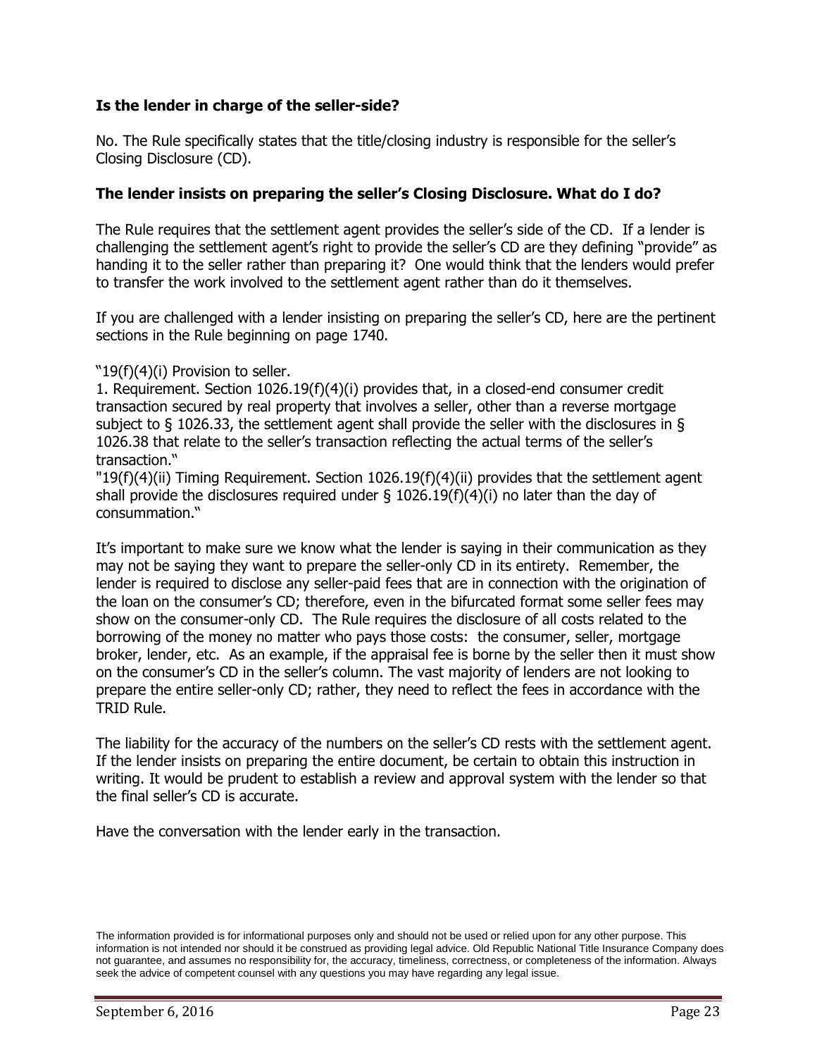### Is the lender in charge of the seller-side?

No. The Rule specifically states that the title/closing industry is responsible for the seller's Closing Disclosure (CD).

### The lender insists on preparing the seller's Closing Disclosure. What do I do?

The Rule requires that the settlement agent provides the seller's side of the CD. If a lender is challenging the settlement agent's right to provide the seller's CD are they defining "provide" as handing it to the seller rather than preparing it? One would think that the lenders would prefer to transfer the work involved to the settlement agent rather than do it themselves.

If you are challenged with a lender insisting on preparing the seller's CD, here are the pertinent sections in the Rule beginning on page 1740.

"19(f)(4)(i) Provision to seller.
1. Requirement. Section 1026.19(f)(4)(i) provides that, in a closed-end consumer credit transaction secured by real property that involves a seller, other than a reverse mortgage subject to § 1026.33, the settlement agent shall provide the seller with the disclosures in § 1026.38 that relate to the seller's transaction reflecting the actual terms of the seller's transaction."
"19(f)(4)(ii) Timing Requirement. Section 1026.19(f)(4)(ii) provides that the settlement agent shall provide the disclosures required under § 1026.19(f)(4)(i) no later than the day of consummation."

It's important to make sure we know what the lender is saying in their communication as they may not be saying they want to prepare the seller-only CD in its entirety. Remember, the lender is required to disclose any seller-paid fees that are in connection with the origination of the loan on the consumer's CD; therefore, even in the bifurcated format some seller fees may show on the consumer-only CD. The Rule requires the disclosure of all costs related to the borrowing of the money no matter who pays those costs: the consumer, seller, mortgage broker, lender, etc. As an example, if the appraisal fee is borne by the seller then it must show on the consumer's CD in the seller's column. The vast majority of lenders are not looking to prepare the entire seller-only CD; rather, they need to reflect the fees in accordance with the TRID Rule.

The liability for the accuracy of the numbers on the seller's CD rests with the settlement agent. If the lender insists on preparing the entire document, be certain to obtain this instruction in writing. It would be prudent to establish a review and approval system with the lender so that the final seller's CD is accurate.

Have the conversation with the lender early in the transaction.

The information provided is for informational purposes only and should not be used or relied upon for any other purpose. This information is not intended nor should it be construed as providing legal advice. Old Republic National Title Insurance Company does not guarantee, and assumes no responsibility for, the accuracy, timeliness, correctness, or completeness of the information. Always seek the advice of competent counsel with any questions you may have regarding any legal issue.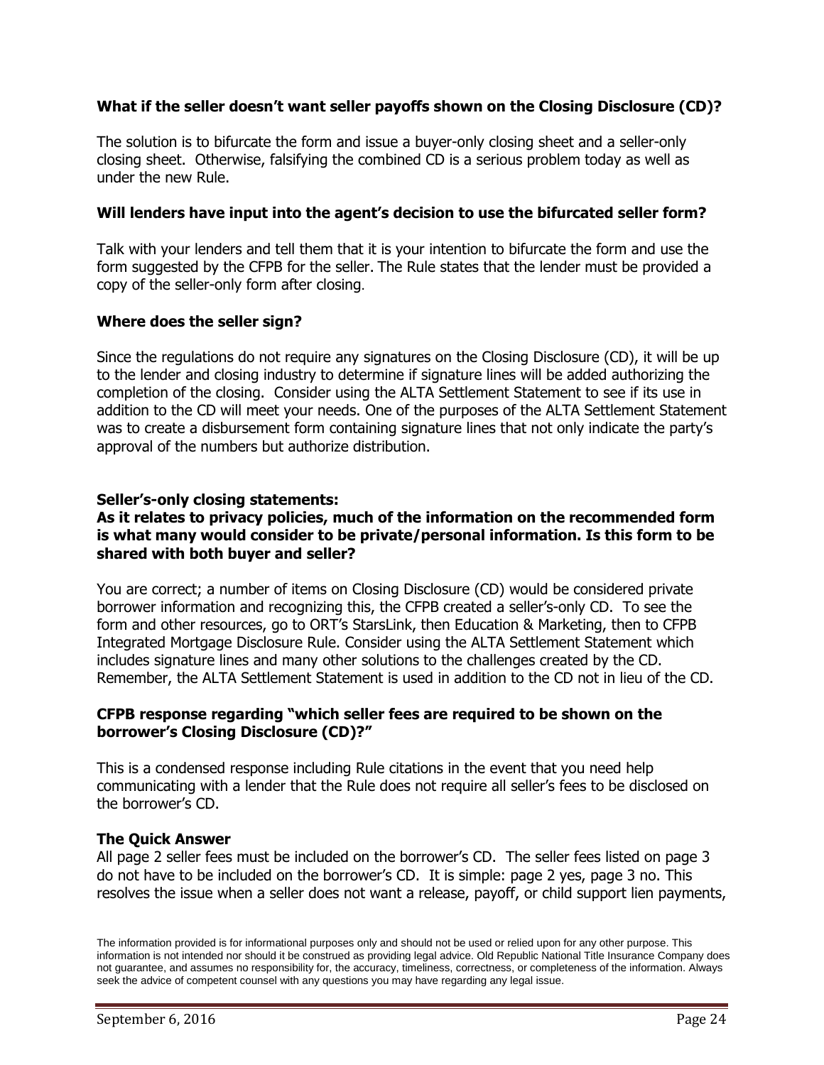**What if the seller doesn't want seller payoffs shown on the Closing Disclosure (CD)?**

The solution is to bifurcate the form and issue a buyer-only closing sheet and a seller-only closing sheet. Otherwise, falsifying the combined CD is a serious problem today as well as under the new Rule.

**Will lenders have input into the agent's decision to use the bifurcated seller form?**

Talk with your lenders and tell them that it is your intention to bifurcate the form and use the form suggested by the CFPB for the seller. The Rule states that the lender must be provided a copy of the seller-only form after closing.

**Where does the seller sign?**

Since the regulations do not require any signatures on the Closing Disclosure (CD), it will be up to the lender and closing industry to determine if signature lines will be added authorizing the completion of the closing. Consider using the ALTA Settlement Statement to see if its use in addition to the CD will meet your needs. One of the purposes of the ALTA Settlement Statement was to create a disbursement form containing signature lines that not only indicate the party's approval of the numbers but authorize distribution.

**Seller's-only closing statements:**
**As it relates to privacy policies, much of the information on the recommended form is what many would consider to be private/personal information. Is this form to be shared with both buyer and seller?**

You are correct; a number of items on Closing Disclosure (CD) would be considered private borrower information and recognizing this, the CFPB created a seller's-only CD. To see the form and other resources, go to ORT's StarsLink, then Education & Marketing, then to CFPB Integrated Mortgage Disclosure Rule. Consider using the ALTA Settlement Statement which includes signature lines and many other solutions to the challenges created by the CD. Remember, the ALTA Settlement Statement is used in addition to the CD not in lieu of the CD.

**CFPB response regarding "which seller fees are required to be shown on the borrower's Closing Disclosure (CD)?"**

This is a condensed response including Rule citations in the event that you need help communicating with a lender that the Rule does not require all seller's fees to be disclosed on the borrower's CD.

**The Quick Answer**
All page 2 seller fees must be included on the borrower's CD. The seller fees listed on page 3 do not have to be included on the borrower's CD. It is simple: page 2 yes, page 3 no. This resolves the issue when a seller does not want a release, payoff, or child support lien payments,

The information provided is for informational purposes only and should not be used or relied upon for any other purpose. This information is not intended nor should it be construed as providing legal advice. Old Republic National Title Insurance Company does not guarantee, and assumes no responsibility for, the accuracy, timeliness, correctness, or completeness of the information. Always seek the advice of competent counsel with any questions you may have regarding any legal issue.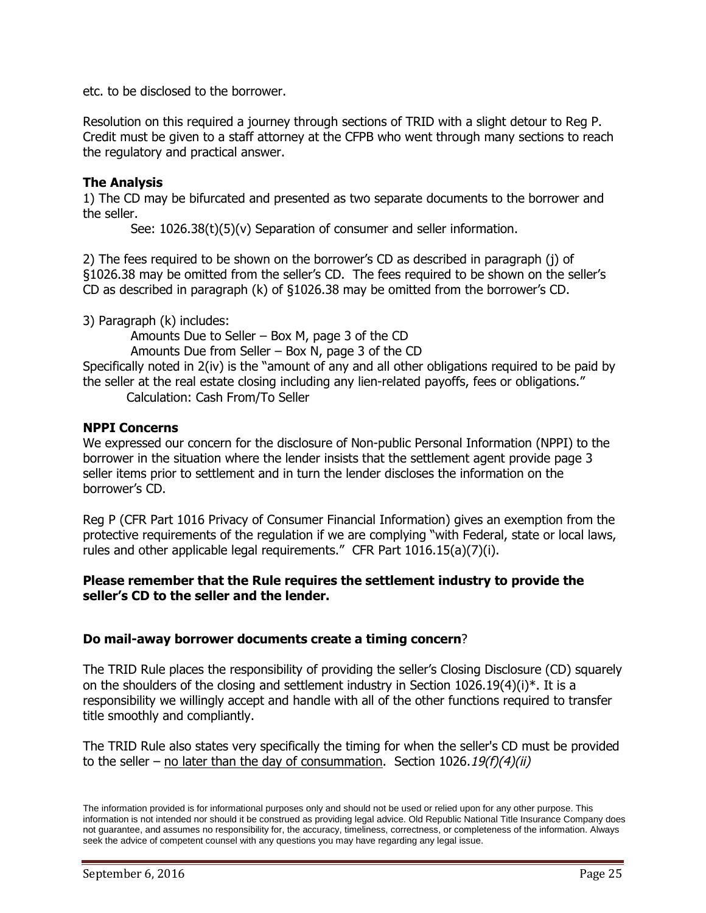etc. to be disclosed to the borrower.

Resolution on this required a journey through sections of TRID with a slight detour to Reg P. Credit must be given to a staff attorney at the CFPB who went through many sections to reach the regulatory and practical answer.

**The Analysis**

1) The CD may be bifurcated and presented as two separate documents to the borrower and the seller.

See: 1026.38(t)(5)(v) Separation of consumer and seller information.

2) The fees required to be shown on the borrower's CD as described in paragraph (j) of §1026.38 may be omitted from the seller's CD. The fees required to be shown on the seller's CD as described in paragraph (k) of §1026.38 may be omitted from the borrower's CD.

3) Paragraph (k) includes:

Amounts Due to Seller – Box M, page 3 of the CD

Amounts Due from Seller – Box N, page 3 of the CD

Specifically noted in 2(iv) is the "amount of any and all other obligations required to be paid by the seller at the real estate closing including any lien-related payoffs, fees or obligations."

Calculation: Cash From/To Seller

**NPPI Concerns**

We expressed our concern for the disclosure of Non-public Personal Information (NPPI) to the borrower in the situation where the lender insists that the settlement agent provide page 3 seller items prior to settlement and in turn the lender discloses the information on the borrower's CD.

Reg P (CFR Part 1016 Privacy of Consumer Financial Information) gives an exemption from the protective requirements of the regulation if we are complying "with Federal, state or local laws, rules and other applicable legal requirements." CFR Part 1016.15(a)(7)(i).

**Please remember that the Rule requires the settlement industry to provide the seller's CD to the seller and the lender.**

**Do mail-away borrower documents create a timing concern**?

The TRID Rule places the responsibility of providing the seller's Closing Disclosure (CD) squarely on the shoulders of the closing and settlement industry in Section 1026.19(4)(i)*. It is a responsibility we willingly accept and handle with all of the other functions required to transfer title smoothly and compliantly.

The TRID Rule also states very specifically the timing for when the seller's CD must be provided to the seller – <u>no later than the day of consummation</u>. Section 1026.*19(f)(4)(ii)*

The information provided is for informational purposes only and should not be used or relied upon for any other purpose. This information is not intended nor should it be construed as providing legal advice. Old Republic National Title Insurance Company does not guarantee, and assumes no responsibility for, the accuracy, timeliness, correctness, or completeness of the information. Always seek the advice of competent counsel with any questions you may have regarding any legal issue.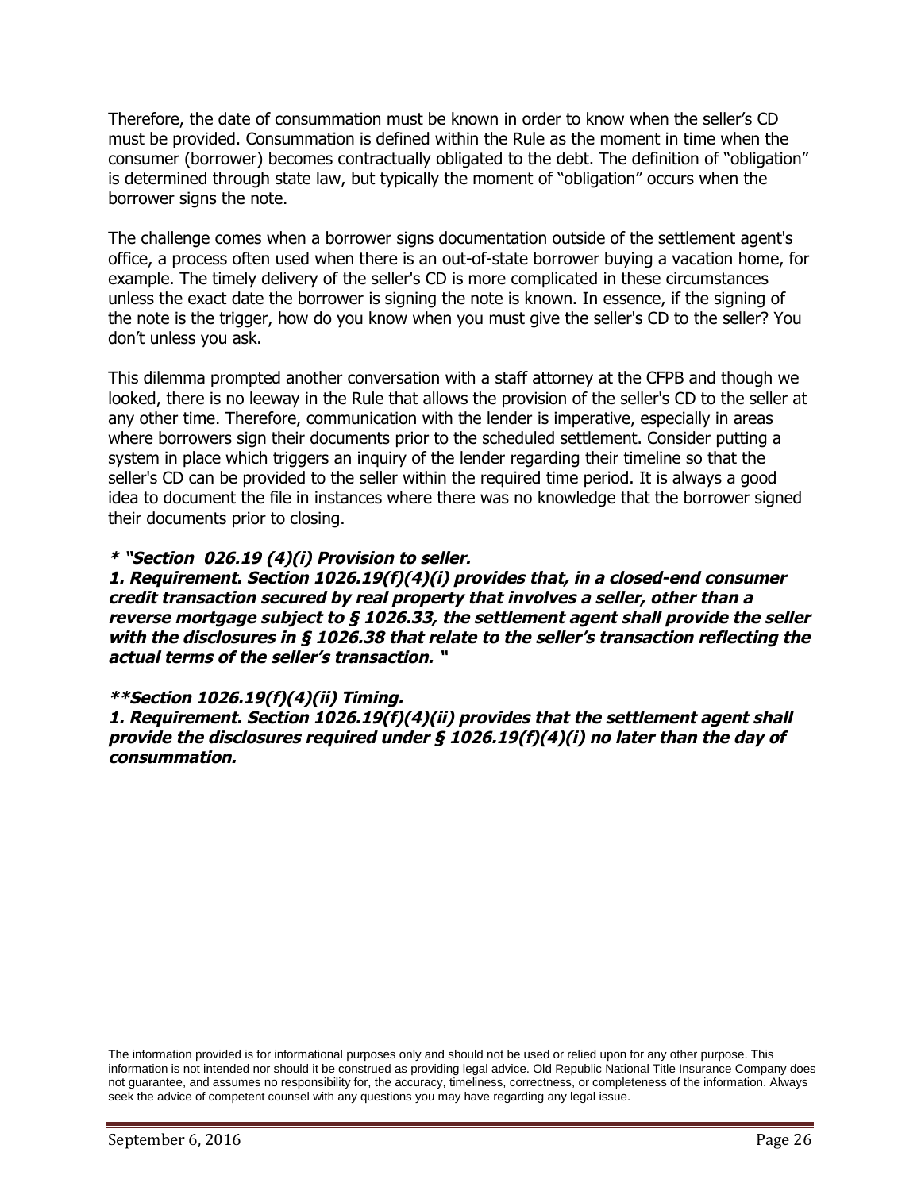Therefore, the date of consummation must be known in order to know when the seller's CD must be provided. Consummation is defined within the Rule as the moment in time when the consumer (borrower) becomes contractually obligated to the debt. The definition of "obligation" is determined through state law, but typically the moment of "obligation" occurs when the borrower signs the note.

The challenge comes when a borrower signs documentation outside of the settlement agent's office, a process often used when there is an out-of-state borrower buying a vacation home, for example. The timely delivery of the seller's CD is more complicated in these circumstances unless the exact date the borrower is signing the note is known. In essence, if the signing of the note is the trigger, how do you know when you must give the seller's CD to the seller? You don't unless you ask.

This dilemma prompted another conversation with a staff attorney at the CFPB and though we looked, there is no leeway in the Rule that allows the provision of the seller's CD to the seller at any other time. Therefore, communication with the lender is imperative, especially in areas where borrowers sign their documents prior to the scheduled settlement. Consider putting a system in place which triggers an inquiry of the lender regarding their timeline so that the seller's CD can be provided to the seller within the required time period. It is always a good idea to document the file in instances where there was no knowledge that the borrower signed their documents prior to closing.

***\* "Section 026.19 (4)(i) Provision to seller.***
***1. Requirement. Section 1026.19(f)(4)(i) provides that, in a closed-end consumer credit transaction secured by real property that involves a seller, other than a reverse mortgage subject to § 1026.33, the settlement agent shall provide the seller with the disclosures in § 1026.38 that relate to the seller's transaction reflecting the actual terms of the seller's transaction. "***

***\*\*Section 1026.19(f)(4)(ii) Timing.***
***1. Requirement. Section 1026.19(f)(4)(ii) provides that the settlement agent shall provide the disclosures required under § 1026.19(f)(4)(i) no later than the day of consummation.***

The information provided is for informational purposes only and should not be used or relied upon for any other purpose. This information is not intended nor should it be construed as providing legal advice. Old Republic National Title Insurance Company does not guarantee, and assumes no responsibility for, the accuracy, timeliness, correctness, or completeness of the information. Always seek the advice of competent counsel with any questions you may have regarding any legal issue.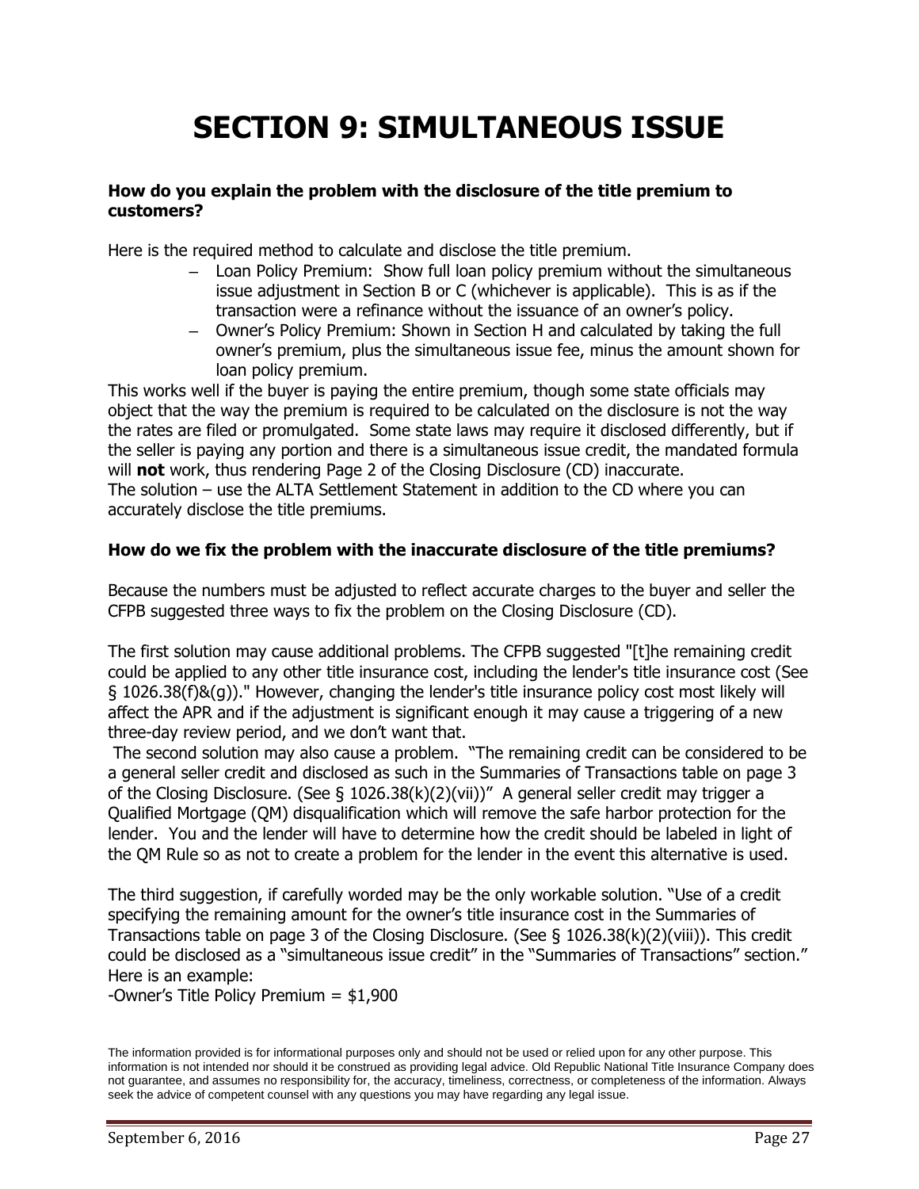# SECTION 9: SIMULTANEOUS ISSUE

**How do you explain the problem with the disclosure of the title premium to customers?**

Here is the required method to calculate and disclose the title premium.

- Loan Policy Premium: Show full loan policy premium without the simultaneous issue adjustment in Section B or C (whichever is applicable). This is as if the transaction were a refinance without the issuance of an owner's policy.
- Owner's Policy Premium: Shown in Section H and calculated by taking the full owner's premium, plus the simultaneous issue fee, minus the amount shown for loan policy premium.

This works well if the buyer is paying the entire premium, though some state officials may object that the way the premium is required to be calculated on the disclosure is not the way the rates are filed or promulgated. Some state laws may require it disclosed differently, but if the seller is paying any portion and there is a simultaneous issue credit, the mandated formula will **not** work, thus rendering Page 2 of the Closing Disclosure (CD) inaccurate.
The solution – use the ALTA Settlement Statement in addition to the CD where you can accurately disclose the title premiums.

**How do we fix the problem with the inaccurate disclosure of the title premiums?**

Because the numbers must be adjusted to reflect accurate charges to the buyer and seller the CFPB suggested three ways to fix the problem on the Closing Disclosure (CD).

The first solution may cause additional problems. The CFPB suggested "[t]he remaining credit could be applied to any other title insurance cost, including the lender's title insurance cost (See § 1026.38(f)&(g))." However, changing the lender's title insurance policy cost most likely will affect the APR and if the adjustment is significant enough it may cause a triggering of a new three-day review period, and we don't want that.

The second solution may also cause a problem. "The remaining credit can be considered to be a general seller credit and disclosed as such in the Summaries of Transactions table on page 3 of the Closing Disclosure. (See § 1026.38(k)(2)(vii))" A general seller credit may trigger a Qualified Mortgage (QM) disqualification which will remove the safe harbor protection for the lender. You and the lender will have to determine how the credit should be labeled in light of the QM Rule so as not to create a problem for the lender in the event this alternative is used.

The third suggestion, if carefully worded may be the only workable solution. "Use of a credit specifying the remaining amount for the owner's title insurance cost in the Summaries of Transactions table on page 3 of the Closing Disclosure. (See § 1026.38(k)(2)(viii)). This credit could be disclosed as a "simultaneous issue credit" in the "Summaries of Transactions" section."
Here is an example:
-Owner's Title Policy Premium = $1,900

The information provided is for informational purposes only and should not be used or relied upon for any other purpose. This information is not intended nor should it be construed as providing legal advice. Old Republic National Title Insurance Company does not guarantee, and assumes no responsibility for, the accuracy, timeliness, correctness, or completeness of the information. Always seek the advice of competent counsel with any questions you may have regarding any legal issue.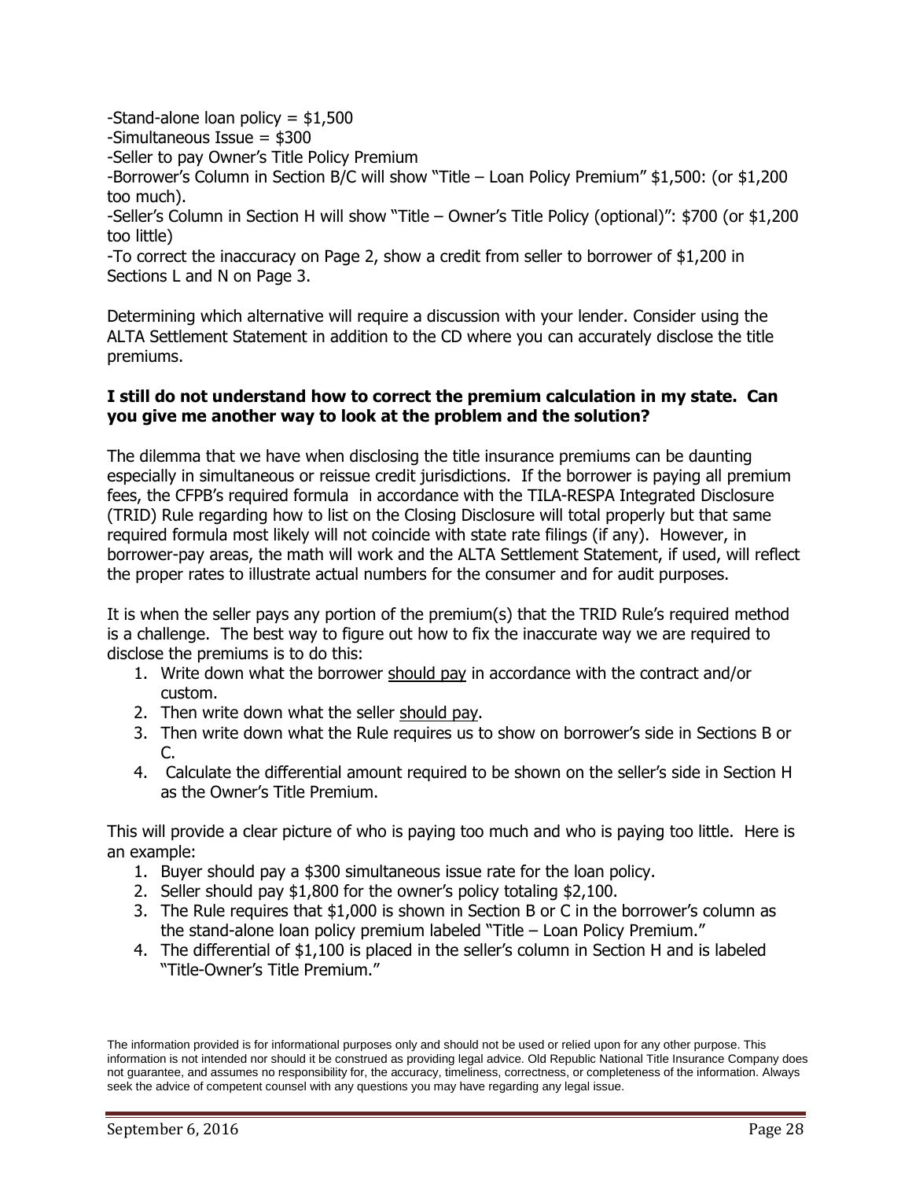-Stand-alone loan policy = $1,500

-Simultaneous Issue = $300

-Seller to pay Owner's Title Policy Premium

-Borrower's Column in Section B/C will show "Title – Loan Policy Premium" $1,500: (or $1,200 too much).

-Seller's Column in Section H will show "Title – Owner's Title Policy (optional)": $700 (or $1,200 too little)

-To correct the inaccuracy on Page 2, show a credit from seller to borrower of $1,200 in Sections L and N on Page 3.

Determining which alternative will require a discussion with your lender. Consider using the ALTA Settlement Statement in addition to the CD where you can accurately disclose the title premiums.

**I still do not understand how to correct the premium calculation in my state. Can you give me another way to look at the problem and the solution?**

The dilemma that we have when disclosing the title insurance premiums can be daunting especially in simultaneous or reissue credit jurisdictions. If the borrower is paying all premium fees, the CFPB's required formula in accordance with the TILA-RESPA Integrated Disclosure (TRID) Rule regarding how to list on the Closing Disclosure will total properly but that same required formula most likely will not coincide with state rate filings (if any). However, in borrower-pay areas, the math will work and the ALTA Settlement Statement, if used, will reflect the proper rates to illustrate actual numbers for the consumer and for audit purposes.

It is when the seller pays any portion of the premium(s) that the TRID Rule's required method is a challenge. The best way to figure out how to fix the inaccurate way we are required to disclose the premiums is to do this:

1. Write down what the borrower <u>should pay</u> in accordance with the contract and/or custom.
2. Then write down what the seller <u>should pay</u>.
3. Then write down what the Rule requires us to show on borrower's side in Sections B or C.
4. Calculate the differential amount required to be shown on the seller's side in Section H as the Owner's Title Premium.

This will provide a clear picture of who is paying too much and who is paying too little. Here is an example:

1. Buyer should pay a $300 simultaneous issue rate for the loan policy.
2. Seller should pay $1,800 for the owner's policy totaling $2,100.
3. The Rule requires that $1,000 is shown in Section B or C in the borrower's column as the stand-alone loan policy premium labeled "Title – Loan Policy Premium."
4. The differential of $1,100 is placed in the seller's column in Section H and is labeled "Title-Owner's Title Premium."

The information provided is for informational purposes only and should not be used or relied upon for any other purpose. This information is not intended nor should it be construed as providing legal advice. Old Republic National Title Insurance Company does not guarantee, and assumes no responsibility for, the accuracy, timeliness, correctness, or completeness of the information. Always seek the advice of competent counsel with any questions you may have regarding any legal issue.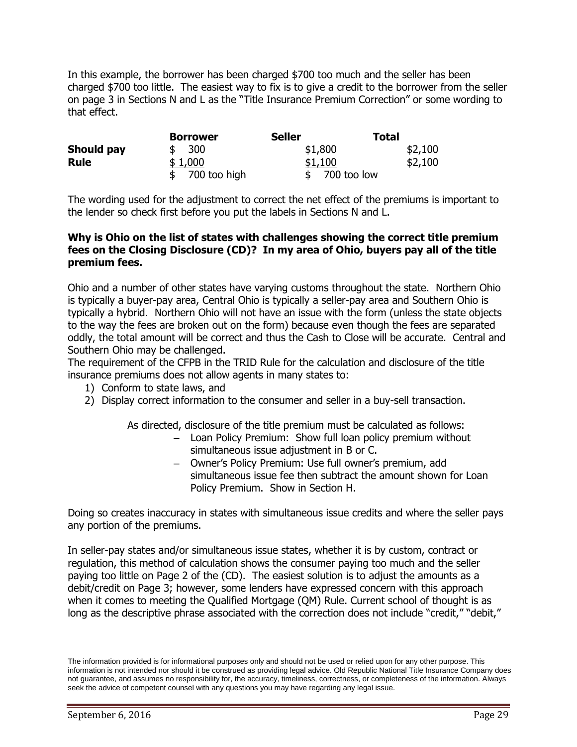In this example, the borrower has been charged $700 too much and the seller has been charged $700 too little. The easiest way to fix is to give a credit to the borrower from the seller on page 3 in Sections N and L as the "Title Insurance Premium Correction" or some wording to that effect.

| | Borrower | Seller | Total |
|---|---|---|---|
| **Should pay** | $ 300 | $1,800 | $2,100 |
| **Rule** | $ 1,000 | $1,100 | $2,100 |
| | $ 700 too high | $ 700 too low | |

The wording used for the adjustment to correct the net effect of the premiums is important to the lender so check first before you put the labels in Sections N and L.

**Why is Ohio on the list of states with challenges showing the correct title premium fees on the Closing Disclosure (CD)? In my area of Ohio, buyers pay all of the title premium fees.**

Ohio and a number of other states have varying customs throughout the state. Northern Ohio is typically a buyer-pay area, Central Ohio is typically a seller-pay area and Southern Ohio is typically a hybrid. Northern Ohio will not have an issue with the form (unless the state objects to the way the fees are broken out on the form) because even though the fees are separated oddly, the total amount will be correct and thus the Cash to Close will be accurate. Central and Southern Ohio may be challenged.

The requirement of the CFPB in the TRID Rule for the calculation and disclosure of the title insurance premiums does not allow agents in many states to:

1) Conform to state laws, and
2) Display correct information to the consumer and seller in a buy-sell transaction.

As directed, disclosure of the title premium must be calculated as follows:

- Loan Policy Premium: Show full loan policy premium without simultaneous issue adjustment in B or C.
- Owner's Policy Premium: Use full owner's premium, add simultaneous issue fee then subtract the amount shown for Loan Policy Premium. Show in Section H.

Doing so creates inaccuracy in states with simultaneous issue credits and where the seller pays any portion of the premiums.

In seller-pay states and/or simultaneous issue states, whether it is by custom, contract or regulation, this method of calculation shows the consumer paying too much and the seller paying too little on Page 2 of the (CD). The easiest solution is to adjust the amounts as a debit/credit on Page 3; however, some lenders have expressed concern with this approach when it comes to meeting the Qualified Mortgage (QM) Rule. Current school of thought is as long as the descriptive phrase associated with the correction does not include "credit," "debit,"

The information provided is for informational purposes only and should not be used or relied upon for any other purpose. This information is not intended nor should it be construed as providing legal advice. Old Republic National Title Insurance Company does not guarantee, and assumes no responsibility for, the accuracy, timeliness, correctness, or completeness of the information. Always seek the advice of competent counsel with any questions you may have regarding any legal issue.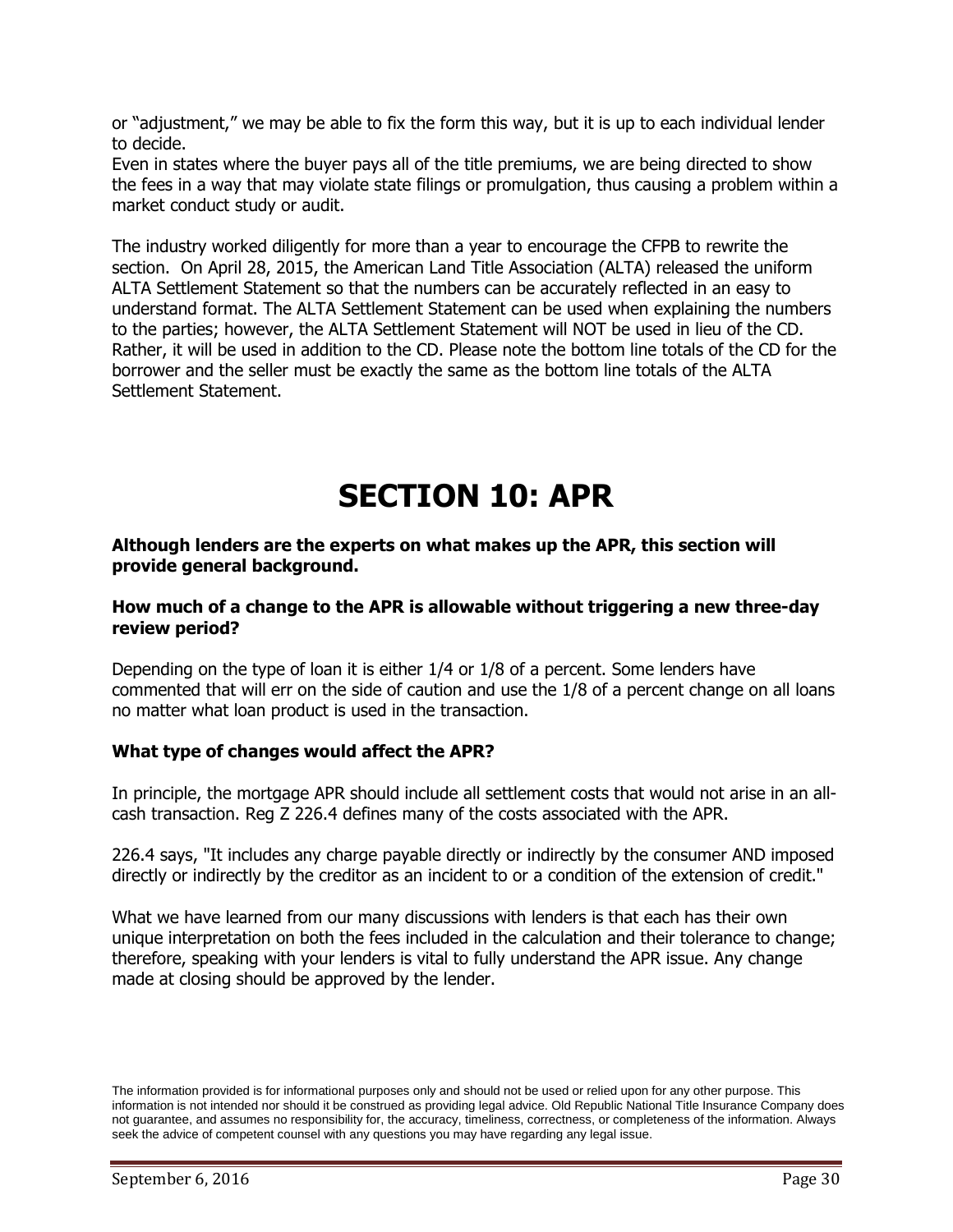or "adjustment," we may be able to fix the form this way, but it is up to each individual lender to decide.
Even in states where the buyer pays all of the title premiums, we are being directed to show the fees in a way that may violate state filings or promulgation, thus causing a problem within a market conduct study or audit.

The industry worked diligently for more than a year to encourage the CFPB to rewrite the section. On April 28, 2015, the American Land Title Association (ALTA) released the uniform ALTA Settlement Statement so that the numbers can be accurately reflected in an easy to understand format. The ALTA Settlement Statement can be used when explaining the numbers to the parties; however, the ALTA Settlement Statement will NOT be used in lieu of the CD. Rather, it will be used in addition to the CD. Please note the bottom line totals of the CD for the borrower and the seller must be exactly the same as the bottom line totals of the ALTA Settlement Statement.

# SECTION 10: APR

**Although lenders are the experts on what makes up the APR, this section will provide general background.**

**How much of a change to the APR is allowable without triggering a new three-day review period?**

Depending on the type of loan it is either 1/4 or 1/8 of a percent. Some lenders have commented that will err on the side of caution and use the 1/8 of a percent change on all loans no matter what loan product is used in the transaction.

**What type of changes would affect the APR?**

In principle, the mortgage APR should include all settlement costs that would not arise in an all-cash transaction. Reg Z 226.4 defines many of the costs associated with the APR.

226.4 says, "It includes any charge payable directly or indirectly by the consumer AND imposed directly or indirectly by the creditor as an incident to or a condition of the extension of credit."

What we have learned from our many discussions with lenders is that each has their own unique interpretation on both the fees included in the calculation and their tolerance to change; therefore, speaking with your lenders is vital to fully understand the APR issue. Any change made at closing should be approved by the lender.

The information provided is for informational purposes only and should not be used or relied upon for any other purpose. This information is not intended nor should it be construed as providing legal advice. Old Republic National Title Insurance Company does not guarantee, and assumes no responsibility for, the accuracy, timeliness, correctness, or completeness of the information. Always seek the advice of competent counsel with any questions you may have regarding any legal issue.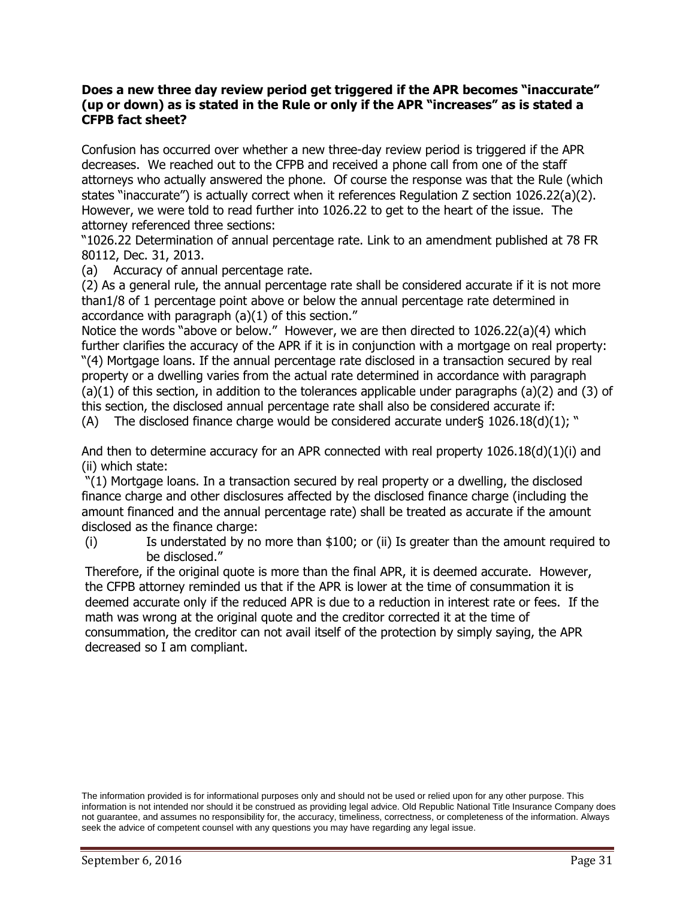**Does a new three day review period get triggered if the APR becomes "inaccurate" (up or down) as is stated in the Rule or only if the APR "increases" as is stated a CFPB fact sheet?**

Confusion has occurred over whether a new three-day review period is triggered if the APR decreases. We reached out to the CFPB and received a phone call from one of the staff attorneys who actually answered the phone. Of course the response was that the Rule (which states "inaccurate") is actually correct when it references Regulation Z section 1026.22(a)(2). However, we were told to read further into 1026.22 to get to the heart of the issue. The attorney referenced three sections:

"1026.22 Determination of annual percentage rate. Link to an amendment published at 78 FR 80112, Dec. 31, 2013.

(a) Accuracy of annual percentage rate.

(2) As a general rule, the annual percentage rate shall be considered accurate if it is not more than1/8 of 1 percentage point above or below the annual percentage rate determined in accordance with paragraph (a)(1) of this section."

Notice the words "above or below." However, we are then directed to 1026.22(a)(4) which further clarifies the accuracy of the APR if it is in conjunction with a mortgage on real property: "(4) Mortgage loans. If the annual percentage rate disclosed in a transaction secured by real property or a dwelling varies from the actual rate determined in accordance with paragraph (a)(1) of this section, in addition to the tolerances applicable under paragraphs (a)(2) and (3) of this section, the disclosed annual percentage rate shall also be considered accurate if:

(A) The disclosed finance charge would be considered accurate under§ 1026.18(d)(1); "

And then to determine accuracy for an APR connected with real property 1026.18(d)(1)(i) and (ii) which state:

"(1) Mortgage loans. In a transaction secured by real property or a dwelling, the disclosed finance charge and other disclosures affected by the disclosed finance charge (including the amount financed and the annual percentage rate) shall be treated as accurate if the amount disclosed as the finance charge:

(i) Is understated by no more than $100; or (ii) Is greater than the amount required to be disclosed."

Therefore, if the original quote is more than the final APR, it is deemed accurate. However, the CFPB attorney reminded us that if the APR is lower at the time of consummation it is deemed accurate only if the reduced APR is due to a reduction in interest rate or fees. If the math was wrong at the original quote and the creditor corrected it at the time of consummation, the creditor can not avail itself of the protection by simply saying, the APR decreased so I am compliant.

The information provided is for informational purposes only and should not be used or relied upon for any other purpose. This information is not intended nor should it be construed as providing legal advice. Old Republic National Title Insurance Company does not guarantee, and assumes no responsibility for, the accuracy, timeliness, correctness, or completeness of the information. Always seek the advice of competent counsel with any questions you may have regarding any legal issue.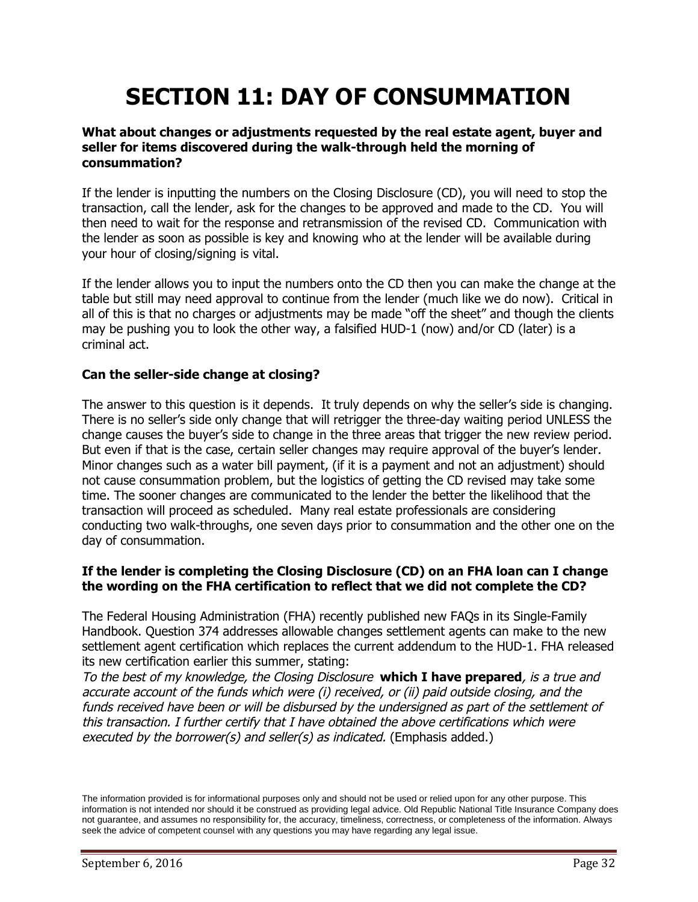# SECTION 11: DAY OF CONSUMMATION

**What about changes or adjustments requested by the real estate agent, buyer and seller for items discovered during the walk-through held the morning of consummation?**

If the lender is inputting the numbers on the Closing Disclosure (CD), you will need to stop the transaction, call the lender, ask for the changes to be approved and made to the CD. You will then need to wait for the response and retransmission of the revised CD. Communication with the lender as soon as possible is key and knowing who at the lender will be available during your hour of closing/signing is vital.

If the lender allows you to input the numbers onto the CD then you can make the change at the table but still may need approval to continue from the lender (much like we do now). Critical in all of this is that no charges or adjustments may be made "off the sheet" and though the clients may be pushing you to look the other way, a falsified HUD-1 (now) and/or CD (later) is a criminal act.

**Can the seller-side change at closing?**

The answer to this question is it depends. It truly depends on why the seller's side is changing. There is no seller's side only change that will retrigger the three-day waiting period UNLESS the change causes the buyer's side to change in the three areas that trigger the new review period. But even if that is the case, certain seller changes may require approval of the buyer's lender. Minor changes such as a water bill payment, (if it is a payment and not an adjustment) should not cause consummation problem, but the logistics of getting the CD revised may take some time. The sooner changes are communicated to the lender the better the likelihood that the transaction will proceed as scheduled. Many real estate professionals are considering conducting two walk-throughs, one seven days prior to consummation and the other one on the day of consummation.

**If the lender is completing the Closing Disclosure (CD) on an FHA loan can I change the wording on the FHA certification to reflect that we did not complete the CD?**

The Federal Housing Administration (FHA) recently published new FAQs in its Single-Family Handbook. Question 374 addresses allowable changes settlement agents can make to the new settlement agent certification which replaces the current addendum to the HUD-1. FHA released its new certification earlier this summer, stating:
*To the best of my knowledge, the Closing Disclosure* **which I have prepared***, is a true and accurate account of the funds which were (i) received, or (ii) paid outside closing, and the funds received have been or will be disbursed by the undersigned as part of the settlement of this transaction. I further certify that I have obtained the above certifications which were executed by the borrower(s) and seller(s) as indicated.* (Emphasis added.)

The information provided is for informational purposes only and should not be used or relied upon for any other purpose. This information is not intended nor should it be construed as providing legal advice. Old Republic National Title Insurance Company does not guarantee, and assumes no responsibility for, the accuracy, timeliness, correctness, or completeness of the information. Always seek the advice of competent counsel with any questions you may have regarding any legal issue.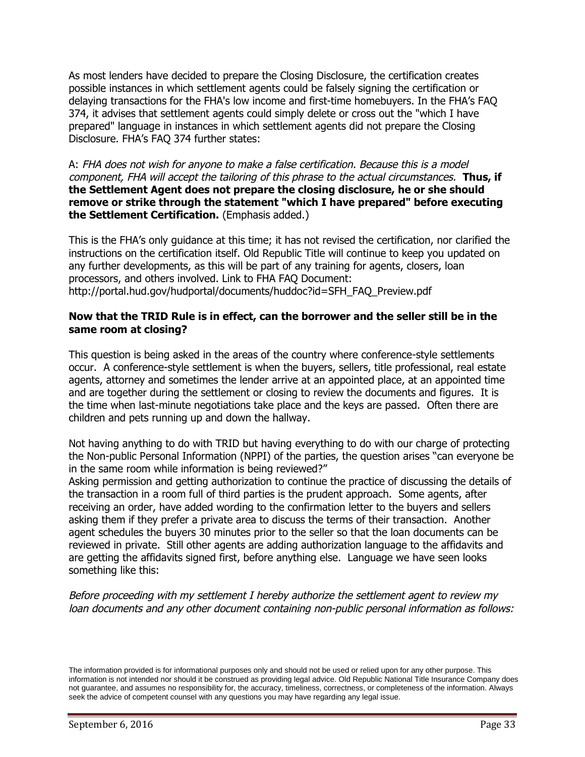As most lenders have decided to prepare the Closing Disclosure, the certification creates possible instances in which settlement agents could be falsely signing the certification or delaying transactions for the FHA's low income and first-time homebuyers. In the FHA's FAQ 374, it advises that settlement agents could simply delete or cross out the "which I have prepared" language in instances in which settlement agents did not prepare the Closing Disclosure. FHA's FAQ 374 further states:

A: *FHA does not wish for anyone to make a false certification. Because this is a model component, FHA will accept the tailoring of this phrase to the actual circumstances.* **Thus, if the Settlement Agent does not prepare the closing disclosure, he or she should remove or strike through the statement "which I have prepared" before executing the Settlement Certification.** (Emphasis added.)

This is the FHA's only guidance at this time; it has not revised the certification, nor clarified the instructions on the certification itself. Old Republic Title will continue to keep you updated on any further developments, as this will be part of any training for agents, closers, loan processors, and others involved. Link to FHA FAQ Document: http://portal.hud.gov/hudportal/documents/huddoc?id=SFH_FAQ_Preview.pdf

**Now that the TRID Rule is in effect, can the borrower and the seller still be in the same room at closing?**

This question is being asked in the areas of the country where conference-style settlements occur. A conference-style settlement is when the buyers, sellers, title professional, real estate agents, attorney and sometimes the lender arrive at an appointed place, at an appointed time and are together during the settlement or closing to review the documents and figures. It is the time when last-minute negotiations take place and the keys are passed. Often there are children and pets running up and down the hallway.

Not having anything to do with TRID but having everything to do with our charge of protecting the Non-public Personal Information (NPPI) of the parties, the question arises "can everyone be in the same room while information is being reviewed?"
Asking permission and getting authorization to continue the practice of discussing the details of the transaction in a room full of third parties is the prudent approach. Some agents, after receiving an order, have added wording to the confirmation letter to the buyers and sellers asking them if they prefer a private area to discuss the terms of their transaction. Another agent schedules the buyers 30 minutes prior to the seller so that the loan documents can be reviewed in private. Still other agents are adding authorization language to the affidavits and are getting the affidavits signed first, before anything else. Language we have seen looks something like this:

*Before proceeding with my settlement I hereby authorize the settlement agent to review my loan documents and any other document containing non-public personal information as follows:*

The information provided is for informational purposes only and should not be used or relied upon for any other purpose. This information is not intended nor should it be construed as providing legal advice. Old Republic National Title Insurance Company does not guarantee, and assumes no responsibility for, the accuracy, timeliness, correctness, or completeness of the information. Always seek the advice of competent counsel with any questions you may have regarding any legal issue.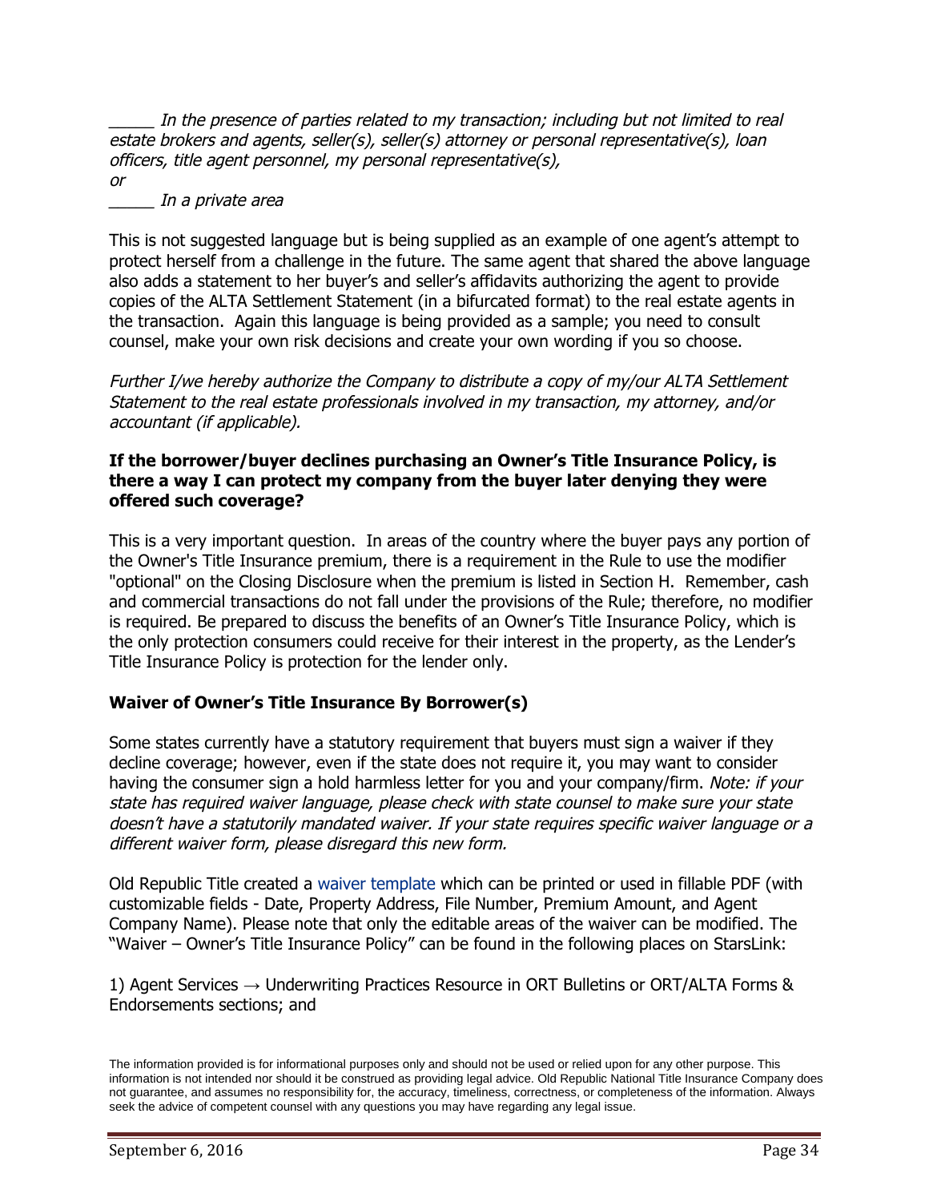_____ *In the presence of parties related to my transaction; including but not limited to real estate brokers and agents, seller(s), seller(s) attorney or personal representative(s), loan officers, title agent personnel, my personal representative(s),*
*or*
_____ *In a private area*

This is not suggested language but is being supplied as an example of one agent's attempt to protect herself from a challenge in the future. The same agent that shared the above language also adds a statement to her buyer's and seller's affidavits authorizing the agent to provide copies of the ALTA Settlement Statement (in a bifurcated format) to the real estate agents in the transaction. Again this language is being provided as a sample; you need to consult counsel, make your own risk decisions and create your own wording if you so choose.

*Further I/we hereby authorize the Company to distribute a copy of my/our ALTA Settlement Statement to the real estate professionals involved in my transaction, my attorney, and/or accountant (if applicable).*

**If the borrower/buyer declines purchasing an Owner's Title Insurance Policy, is there a way I can protect my company from the buyer later denying they were offered such coverage?**

This is a very important question. In areas of the country where the buyer pays any portion of the Owner's Title Insurance premium, there is a requirement in the Rule to use the modifier "optional" on the Closing Disclosure when the premium is listed in Section H. Remember, cash and commercial transactions do not fall under the provisions of the Rule; therefore, no modifier is required. Be prepared to discuss the benefits of an Owner's Title Insurance Policy, which is the only protection consumers could receive for their interest in the property, as the Lender's Title Insurance Policy is protection for the lender only.

**Waiver of Owner's Title Insurance By Borrower(s)**

Some states currently have a statutory requirement that buyers must sign a waiver if they decline coverage; however, even if the state does not require it, you may want to consider having the consumer sign a hold harmless letter for you and your company/firm. *Note: if your state has required waiver language, please check with state counsel to make sure your state doesn't have a statutorily mandated waiver. If your state requires specific waiver language or a different waiver form, please disregard this new form.*

Old Republic Title created a waiver template which can be printed or used in fillable PDF (with customizable fields - Date, Property Address, File Number, Premium Amount, and Agent Company Name). Please note that only the editable areas of the waiver can be modified. The "Waiver – Owner's Title Insurance Policy" can be found in the following places on StarsLink:

1) Agent Services → Underwriting Practices Resource in ORT Bulletins or ORT/ALTA Forms & Endorsements sections; and

The information provided is for informational purposes only and should not be used or relied upon for any other purpose. This information is not intended nor should it be construed as providing legal advice. Old Republic National Title Insurance Company does not guarantee, and assumes no responsibility for, the accuracy, timeliness, correctness, or completeness of the information. Always seek the advice of competent counsel with any questions you may have regarding any legal issue.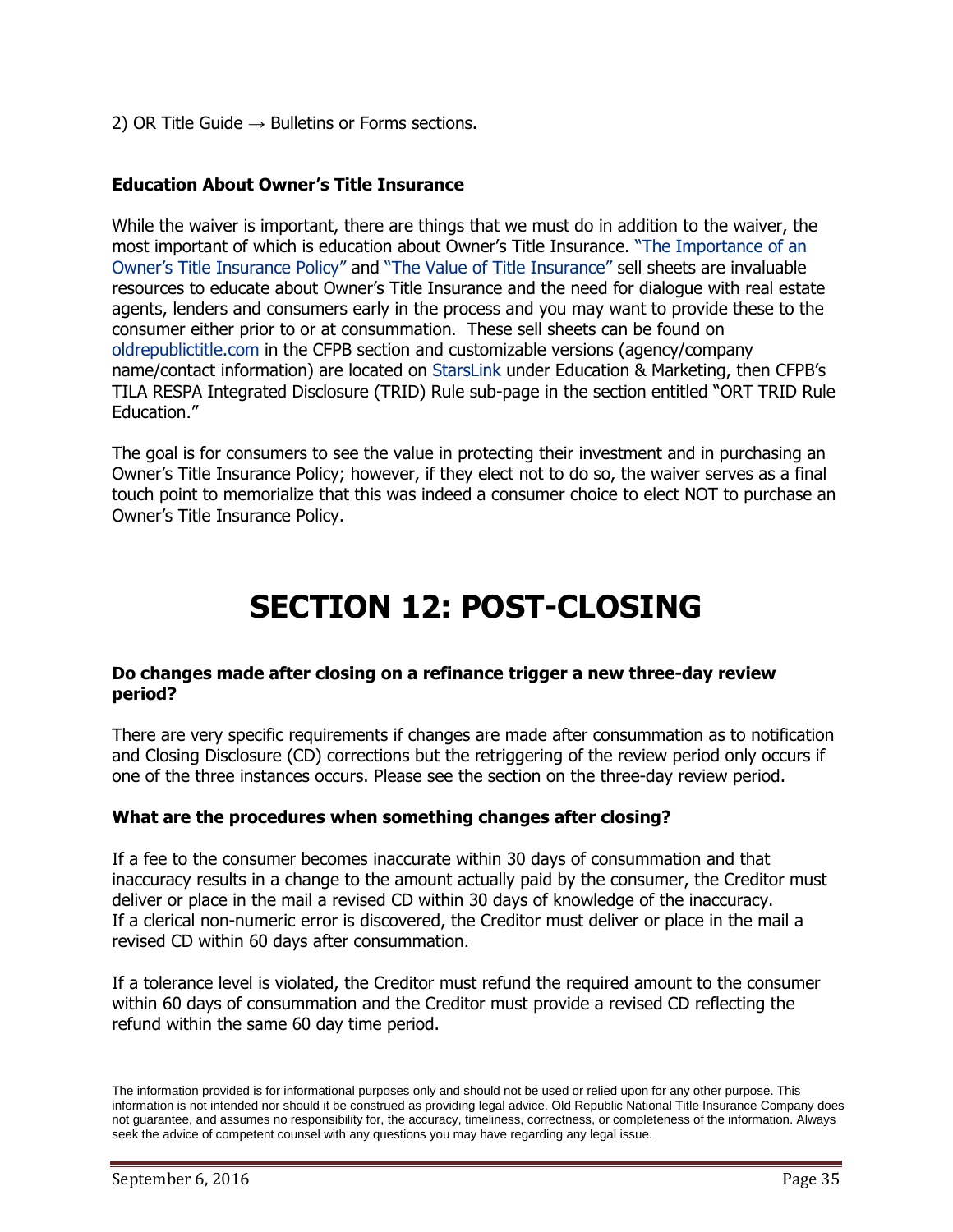2) OR Title Guide → Bulletins or Forms sections.

### Education About Owner's Title Insurance

While the waiver is important, there are things that we must do in addition to the waiver, the most important of which is education about Owner's Title Insurance. "The Importance of an Owner's Title Insurance Policy" and "The Value of Title Insurance" sell sheets are invaluable resources to educate about Owner's Title Insurance and the need for dialogue with real estate agents, lenders and consumers early in the process and you may want to provide these to the consumer either prior to or at consummation. These sell sheets can be found on oldrepublictitle.com in the CFPB section and customizable versions (agency/company name/contact information) are located on StarsLink under Education & Marketing, then CFPB's TILA RESPA Integrated Disclosure (TRID) Rule sub-page in the section entitled "ORT TRID Rule Education."

The goal is for consumers to see the value in protecting their investment and in purchasing an Owner's Title Insurance Policy; however, if they elect not to do so, the waiver serves as a final touch point to memorialize that this was indeed a consumer choice to elect NOT to purchase an Owner's Title Insurance Policy.

# SECTION 12: POST-CLOSING

### Do changes made after closing on a refinance trigger a new three-day review period?

There are very specific requirements if changes are made after consummation as to notification and Closing Disclosure (CD) corrections but the retriggering of the review period only occurs if one of the three instances occurs. Please see the section on the three-day review period.

### What are the procedures when something changes after closing?

If a fee to the consumer becomes inaccurate within 30 days of consummation and that inaccuracy results in a change to the amount actually paid by the consumer, the Creditor must deliver or place in the mail a revised CD within 30 days of knowledge of the inaccuracy. If a clerical non-numeric error is discovered, the Creditor must deliver or place in the mail a revised CD within 60 days after consummation.

If a tolerance level is violated, the Creditor must refund the required amount to the consumer within 60 days of consummation and the Creditor must provide a revised CD reflecting the refund within the same 60 day time period.

The information provided is for informational purposes only and should not be used or relied upon for any other purpose. This information is not intended nor should it be construed as providing legal advice. Old Republic National Title Insurance Company does not guarantee, and assumes no responsibility for, the accuracy, timeliness, correctness, or completeness of the information. Always seek the advice of competent counsel with any questions you may have regarding any legal issue.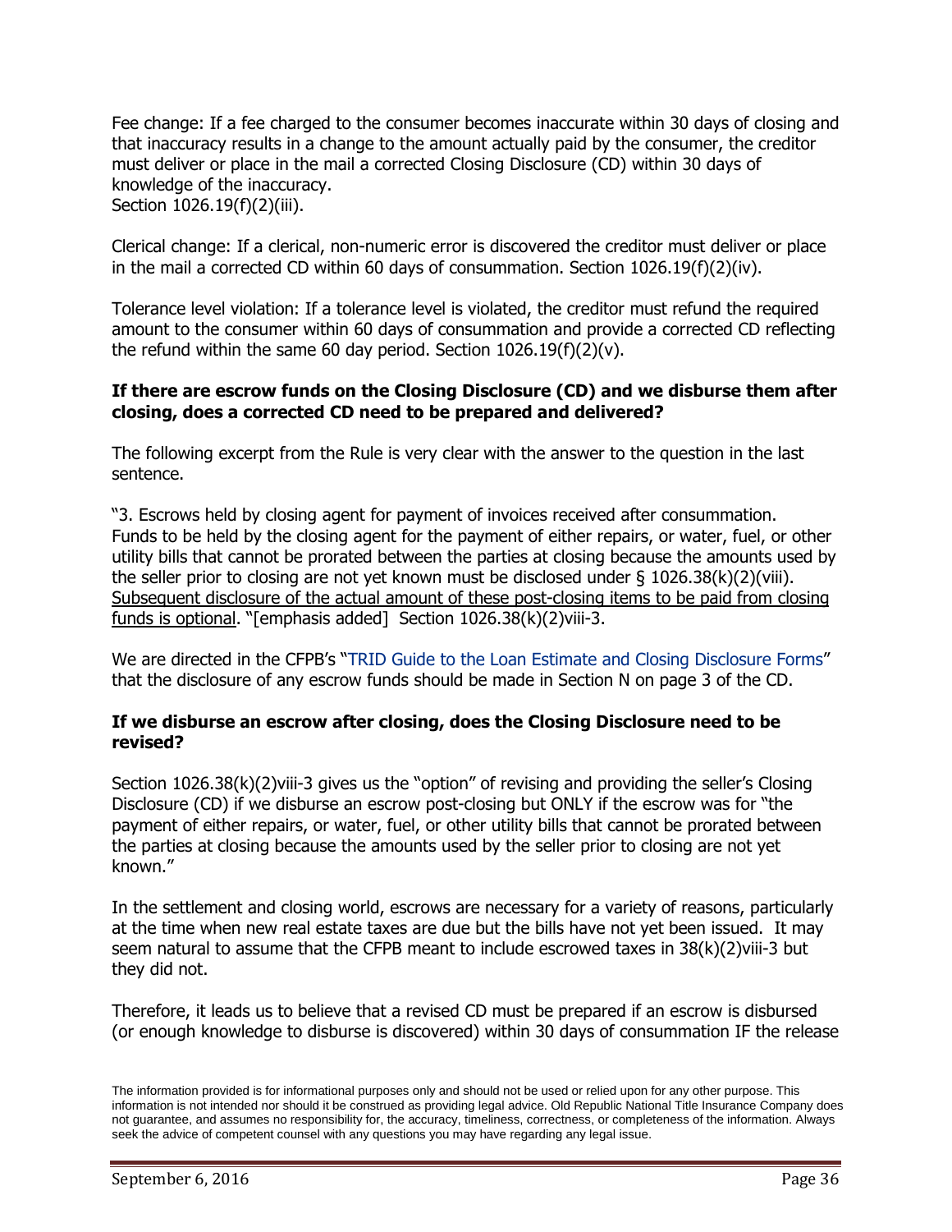Fee change: If a fee charged to the consumer becomes inaccurate within 30 days of closing and that inaccuracy results in a change to the amount actually paid by the consumer, the creditor must deliver or place in the mail a corrected Closing Disclosure (CD) within 30 days of knowledge of the inaccuracy.
Section 1026.19(f)(2)(iii).

Clerical change: If a clerical, non-numeric error is discovered the creditor must deliver or place in the mail a corrected CD within 60 days of consummation. Section 1026.19(f)(2)(iv).

Tolerance level violation: If a tolerance level is violated, the creditor must refund the required amount to the consumer within 60 days of consummation and provide a corrected CD reflecting the refund within the same 60 day period. Section 1026.19(f)(2)(v).

**If there are escrow funds on the Closing Disclosure (CD) and we disburse them after closing, does a corrected CD need to be prepared and delivered?**

The following excerpt from the Rule is very clear with the answer to the question in the last sentence.

"3. Escrows held by closing agent for payment of invoices received after consummation. Funds to be held by the closing agent for the payment of either repairs, or water, fuel, or other utility bills that cannot be prorated between the parties at closing because the amounts used by the seller prior to closing are not yet known must be disclosed under § 1026.38(k)(2)(viii). Subsequent disclosure of the actual amount of these post-closing items to be paid from closing funds is optional. "[emphasis added] Section 1026.38(k)(2)viii-3.

We are directed in the CFPB's "TRID Guide to the Loan Estimate and Closing Disclosure Forms" that the disclosure of any escrow funds should be made in Section N on page 3 of the CD.

**If we disburse an escrow after closing, does the Closing Disclosure need to be revised?**

Section 1026.38(k)(2)viii-3 gives us the "option" of revising and providing the seller's Closing Disclosure (CD) if we disburse an escrow post-closing but ONLY if the escrow was for "the payment of either repairs, or water, fuel, or other utility bills that cannot be prorated between the parties at closing because the amounts used by the seller prior to closing are not yet known."

In the settlement and closing world, escrows are necessary for a variety of reasons, particularly at the time when new real estate taxes are due but the bills have not yet been issued. It may seem natural to assume that the CFPB meant to include escrowed taxes in 38(k)(2)viii-3 but they did not.

Therefore, it leads us to believe that a revised CD must be prepared if an escrow is disbursed (or enough knowledge to disburse is discovered) within 30 days of consummation IF the release

The information provided is for informational purposes only and should not be used or relied upon for any other purpose. This information is not intended nor should it be construed as providing legal advice. Old Republic National Title Insurance Company does not guarantee, and assumes no responsibility for, the accuracy, timeliness, correctness, or completeness of the information. Always seek the advice of competent counsel with any questions you may have regarding any legal issue.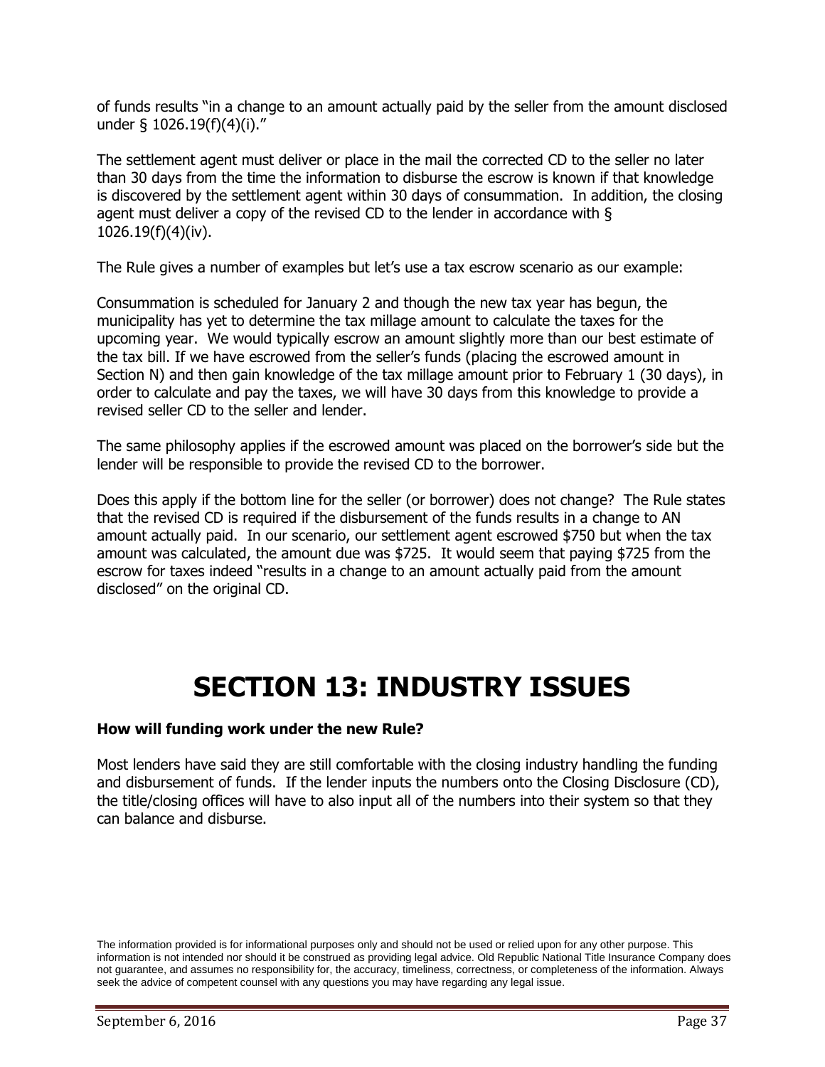of funds results "in a change to an amount actually paid by the seller from the amount disclosed under § 1026.19(f)(4)(i)."

The settlement agent must deliver or place in the mail the corrected CD to the seller no later than 30 days from the time the information to disburse the escrow is known if that knowledge is discovered by the settlement agent within 30 days of consummation. In addition, the closing agent must deliver a copy of the revised CD to the lender in accordance with § 1026.19(f)(4)(iv).

The Rule gives a number of examples but let's use a tax escrow scenario as our example:

Consummation is scheduled for January 2 and though the new tax year has begun, the municipality has yet to determine the tax millage amount to calculate the taxes for the upcoming year. We would typically escrow an amount slightly more than our best estimate of the tax bill. If we have escrowed from the seller's funds (placing the escrowed amount in Section N) and then gain knowledge of the tax millage amount prior to February 1 (30 days), in order to calculate and pay the taxes, we will have 30 days from this knowledge to provide a revised seller CD to the seller and lender.

The same philosophy applies if the escrowed amount was placed on the borrower's side but the lender will be responsible to provide the revised CD to the borrower.

Does this apply if the bottom line for the seller (or borrower) does not change? The Rule states that the revised CD is required if the disbursement of the funds results in a change to AN amount actually paid. In our scenario, our settlement agent escrowed $750 but when the tax amount was calculated, the amount due was $725. It would seem that paying $725 from the escrow for taxes indeed "results in a change to an amount actually paid from the amount disclosed" on the original CD.

# SECTION 13: INDUSTRY ISSUES

**How will funding work under the new Rule?**

Most lenders have said they are still comfortable with the closing industry handling the funding and disbursement of funds. If the lender inputs the numbers onto the Closing Disclosure (CD), the title/closing offices will have to also input all of the numbers into their system so that they can balance and disburse.

The information provided is for informational purposes only and should not be used or relied upon for any other purpose. This information is not intended nor should it be construed as providing legal advice. Old Republic National Title Insurance Company does not guarantee, and assumes no responsibility for, the accuracy, timeliness, correctness, or completeness of the information. Always seek the advice of competent counsel with any questions you may have regarding any legal issue.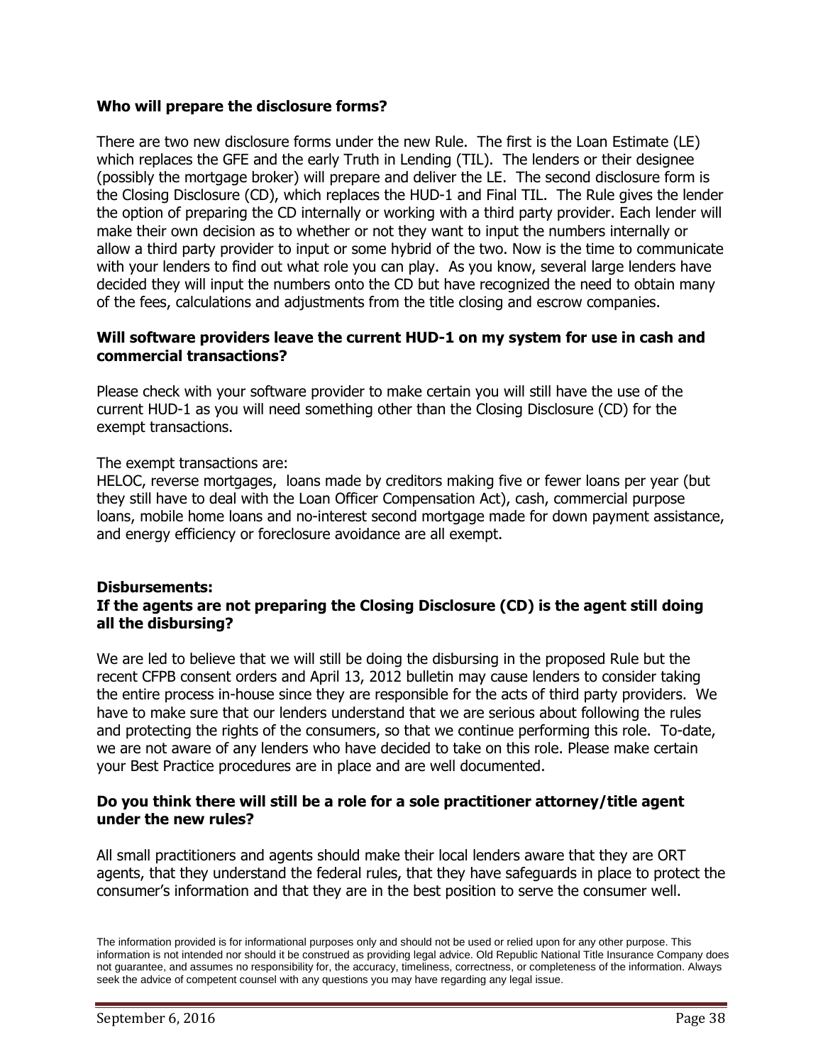**Who will prepare the disclosure forms?**

There are two new disclosure forms under the new Rule. The first is the Loan Estimate (LE) which replaces the GFE and the early Truth in Lending (TIL). The lenders or their designee (possibly the mortgage broker) will prepare and deliver the LE. The second disclosure form is the Closing Disclosure (CD), which replaces the HUD-1 and Final TIL. The Rule gives the lender the option of preparing the CD internally or working with a third party provider. Each lender will make their own decision as to whether or not they want to input the numbers internally or allow a third party provider to input or some hybrid of the two. Now is the time to communicate with your lenders to find out what role you can play. As you know, several large lenders have decided they will input the numbers onto the CD but have recognized the need to obtain many of the fees, calculations and adjustments from the title closing and escrow companies.

**Will software providers leave the current HUD-1 on my system for use in cash and commercial transactions?**

Please check with your software provider to make certain you will still have the use of the current HUD-1 as you will need something other than the Closing Disclosure (CD) for the exempt transactions.

The exempt transactions are:
HELOC, reverse mortgages, loans made by creditors making five or fewer loans per year (but they still have to deal with the Loan Officer Compensation Act), cash, commercial purpose loans, mobile home loans and no-interest second mortgage made for down payment assistance, and energy efficiency or foreclosure avoidance are all exempt.

**Disbursements:**
**If the agents are not preparing the Closing Disclosure (CD) is the agent still doing all the disbursing?**

We are led to believe that we will still be doing the disbursing in the proposed Rule but the recent CFPB consent orders and April 13, 2012 bulletin may cause lenders to consider taking the entire process in-house since they are responsible for the acts of third party providers. We have to make sure that our lenders understand that we are serious about following the rules and protecting the rights of the consumers, so that we continue performing this role. To-date, we are not aware of any lenders who have decided to take on this role. Please make certain your Best Practice procedures are in place and are well documented.

**Do you think there will still be a role for a sole practitioner attorney/title agent under the new rules?**

All small practitioners and agents should make their local lenders aware that they are ORT agents, that they understand the federal rules, that they have safeguards in place to protect the consumer's information and that they are in the best position to serve the consumer well.

The information provided is for informational purposes only and should not be used or relied upon for any other purpose. This information is not intended nor should it be construed as providing legal advice. Old Republic National Title Insurance Company does not guarantee, and assumes no responsibility for, the accuracy, timeliness, correctness, or completeness of the information. Always seek the advice of competent counsel with any questions you may have regarding any legal issue.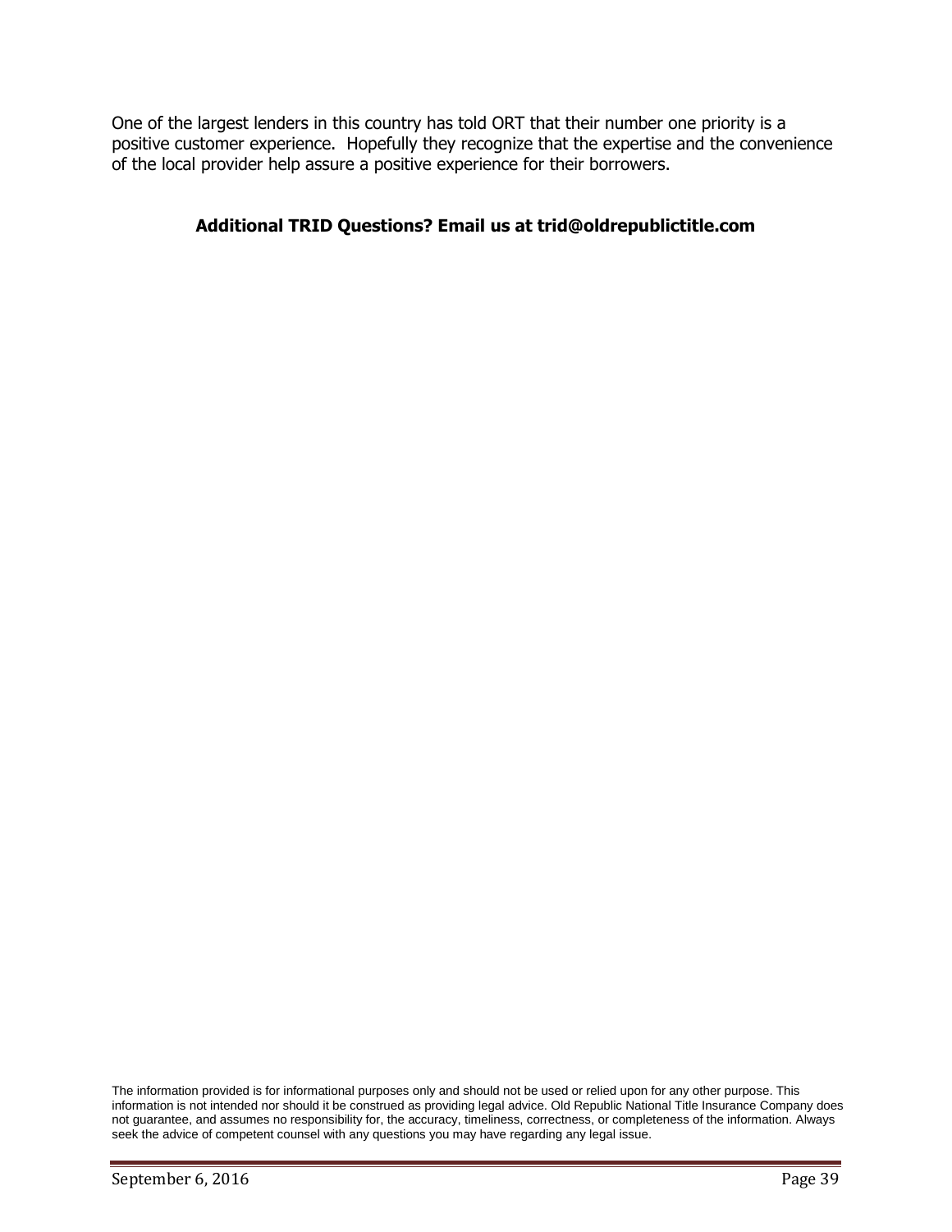One of the largest lenders in this country has told ORT that their number one priority is a positive customer experience. Hopefully they recognize that the expertise and the convenience of the local provider help assure a positive experience for their borrowers.

**Additional TRID Questions? Email us at trid@oldrepublictitle.com**

The information provided is for informational purposes only and should not be used or relied upon for any other purpose. This information is not intended nor should it be construed as providing legal advice. Old Republic National Title Insurance Company does not guarantee, and assumes no responsibility for, the accuracy, timeliness, correctness, or completeness of the information. Always seek the advice of competent counsel with any questions you may have regarding any legal issue.